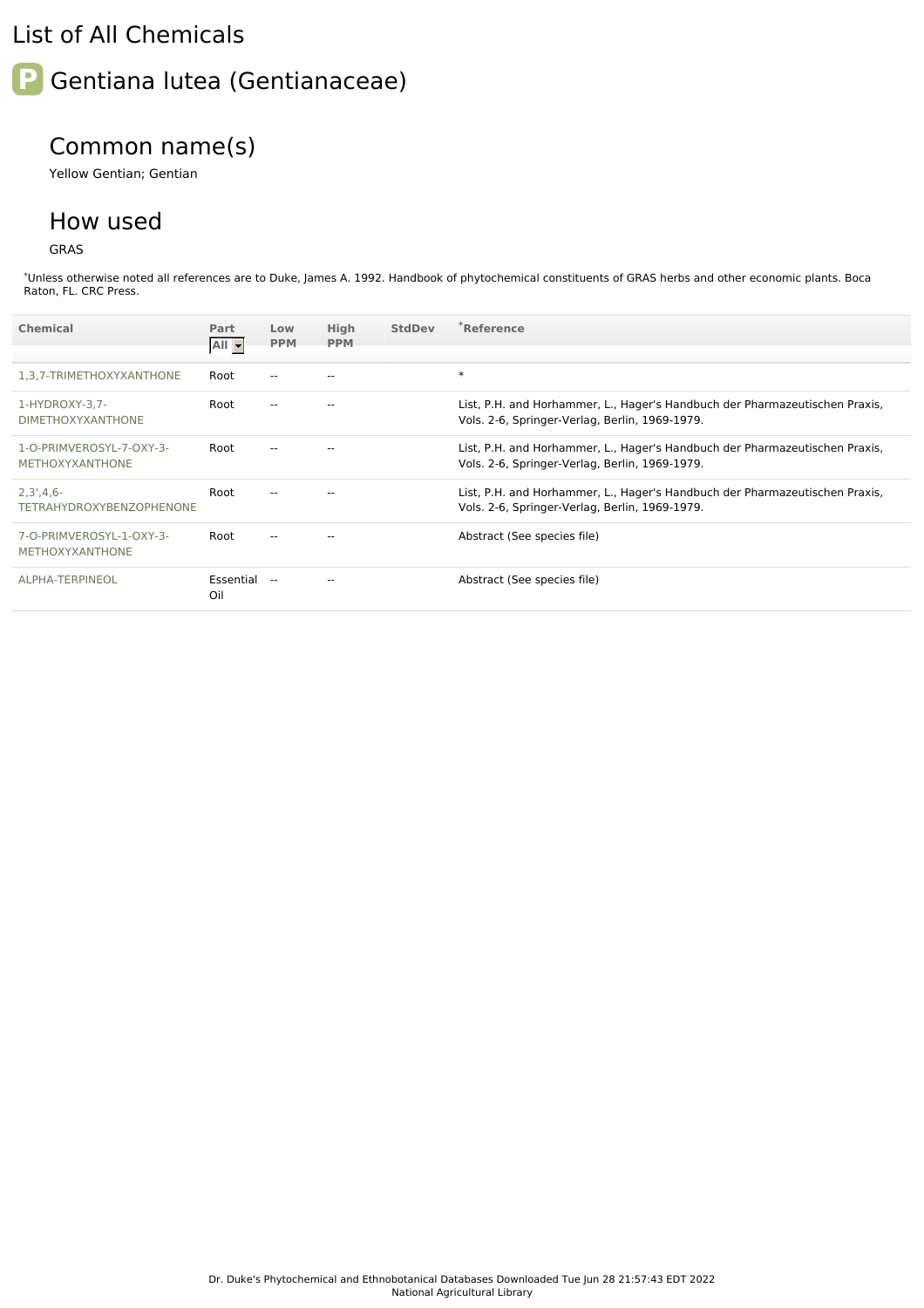# List of All Chemicals

## P Gentiana lutea (Gentianaceae)

### Common name(s)

Yellow Gentian; Gentian

### How used

GRAS

*Unless otherwise noted all references are to Duke, James A. 1992. Handbook of phytochemical constituents of GRAS herbs and other economic plants. Boca Raton, FL. CRC Press.

| Chemical | Part All | Low PPM | High PPM | StdDev | *Reference |
|---|---|---|---|---|---|
| 1,3,7-TRIMETHOXYXANTHONE | Root | -- | -- | | * |
| 1-HYDROXY-3,7-DIMETHOXYXANTHONE | Root | -- | -- | | List, P.H. and Horhammer, L., Hager's Handbuch der Pharmazeutischen Praxis, Vols. 2-6, Springer-Verlag, Berlin, 1969-1979. |
| 1-O-PRIMVEROSYL-7-OXY-3-METHOXYXANTHONE | Root | -- | -- | | List, P.H. and Horhammer, L., Hager's Handbuch der Pharmazeutischen Praxis, Vols. 2-6, Springer-Verlag, Berlin, 1969-1979. |
| 2,3',4,6-TETRAHYDROXYBENZOPHENONE | Root | -- | -- | | List, P.H. and Horhammer, L., Hager's Handbuch der Pharmazeutischen Praxis, Vols. 2-6, Springer-Verlag, Berlin, 1969-1979. |
| 7-O-PRIMVEROSYL-1-OXY-3-METHOXYXANTHONE | Root | -- | -- | | Abstract (See species file) |
| ALPHA-TERPINEOL | Essential Oil | -- | -- | | Abstract (See species file) |

Dr. Duke's Phytochemical and Ethnobotanical Databases Downloaded Tue Jun 28 21:57:43 EDT 2022
National Agricultural Library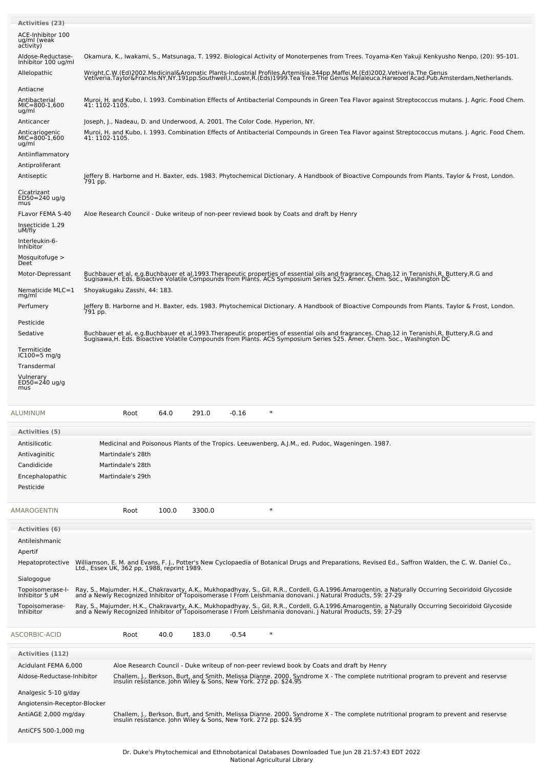**Activities (23)**

| Activity | Reference |
|---|---|
| ACE-Inhibitor 100 ug/ml (weak activity) | |
| Aldose-Reductase-Inhibitor 100 ug/ml | Okamura, K., Iwakami, S., Matsunaga, T. 1992. Biological Activity of Monoterpenes from Trees. Toyama-Ken Yakuji Kenkyusho Nenpo, (20): 95-101. |
| Allelopathic | Wright,C.W.(Ed)2002.Medicinal&Aromatic Plants-Industrial Profiles.Artemisia.344pp.Maffei,M.(Ed)2002.Vetiveria.The Genus Vetiveria.Taylor&Francis.NY,NY.191pp.Southwell,I.,Lowe,R.(Eds)1999.Tea Tree.The Genus Melaleuca.Harwood Acad.Pub.Amsterdam,Netherlands. |
| Antiacne | |
| Antibacterial MIC=800-1,600 ug/ml | Muroi, H. and Kubo, I. 1993. Combination Effects of Antibacterial Compounds in Green Tea Flavor against Streptococcus mutans. J. Agric. Food Chem. 41: 1102-1105. |
| Anticancer | Joseph, J., Nadeau, D. and Underwood, A. 2001. The Color Code. Hyperion, NY. |
| Anticariogenic MIC=800-1,600 ug/ml | Muroi, H. and Kubo, I. 1993. Combination Effects of Antibacterial Compounds in Green Tea Flavor against Streptococcus mutans. J. Agric. Food Chem. 41: 1102-1105. |
| Antiinflammatory | |
| Antiproliferant | |
| Antiseptic | Jeffery B. Harborne and H. Baxter, eds. 1983. Phytochemical Dictionary. A Handbook of Bioactive Compounds from Plants. Taylor & Frost, London. 791 pp. |
| Cicatrizant ED50=240 ug/g mus | |
| FLavor FEMA 5-40 | Aloe Research Council - Duke writeup of non-peer reviewd book by Coats and draft by Henry |
| Insecticide 1.29 uM/fly | |
| Interleukin-6-Inhibitor | |
| Mosquitofuge > Deet | |
| Motor-Depressant | Buchbauer et al, e.g.Buchbauer et al,1993.Therapeutic properties of essential oils and fragrances. Chap.12 in Teranishi,R, Buttery,R.G and Sugisawa,H. Eds. Bioactive Volatile Compounds from Plants. ACS Symposium Series 525. Amer. Chem. Soc., Washington DC |
| Nematicide MLC=1 mg/ml | Shoyakugaku Zasshi, 44: 183. |
| Perfumery | Jeffery B. Harborne and H. Baxter, eds. 1983. Phytochemical Dictionary. A Handbook of Bioactive Compounds from Plants. Taylor & Frost, London. 791 pp. |
| Pesticide | |
| Sedative | Buchbauer et al, e.g.Buchbauer et al,1993.Therapeutic properties of essential oils and fragrances. Chap.12 in Teranishi,R, Buttery,R.G and Sugisawa,H. Eds. Bioactive Volatile Compounds from Plants. ACS Symposium Series 525. Amer. Chem. Soc., Washington DC |
| Termiticide IC100=5 mg/g | |
| Transdermal | |
| Vulnerary ED50=240 ug/g mus | |

| ALUMINUM | Root | 64.0 | 291.0 | -0.16 | * |
|---|---|---|---|---|---|

**Activities (5)**

| Activity | Reference |
|---|---|
| Antisilicotic | Medicinal and Poisonous Plants of the Tropics. Leeuwenberg, A.J.M., ed. Pudoc, Wageningen. 1987. |
| Antivaginitic | Martindale's 28th |
| Candidicide | Martindale's 28th |
| Encephalopathic | Martindale's 29th |
| Pesticide | |

| AMAROGENTIN | Root | 100.0 | 3300.0 | | * |
|---|---|---|---|---|---|

**Activities (6)**

| Activity | Reference |
|---|---|
| Antileishmanic | |
| Apertif | |
| Hepatoprotective | Williamson, E. M. and Evans, F. J., Potter's New Cyclopaedia of Botanical Drugs and Preparations, Revised Ed., Saffron Walden, the C. W. Daniel Co., Ltd., Essex UK, 362 pp, 1988, reprint 1989. |
| Sialogogue | |
| Topoisomerase-I-Inhibitor 5 uM | Ray, S., Majumder, H.K., Chakravarty, A.K., Mukhopadhyay, S., Gil, R.R., Cordell, G.A.1996.Amarogentin, a Naturally Occurring Secoiridoid Glycoside and a Newly Recognized Inhibitor of Topoisomerase I From Leishmania donovani. J Natural Products, 59: 27-29 |
| Topoisomerase-Inhibitor | Ray, S., Majumder, H.K., Chakravarty, A.K., Mukhopadhyay, S., Gil, R.R., Cordell, G.A.1996.Amarogentin, a Naturally Occurring Secoiridoid Glycoside and a Newly Recognized Inhibitor of Topoisomerase I From Leishmania donovani. J Natural Products, 59: 27-29 |

| ASCORBIC-ACID | Root | 40.0 | 183.0 | -0.54 | * |
|---|---|---|---|---|---|

**Activities (112)**

| Activity | Reference |
|---|---|
| Acidulant FEMA 6,000 | Aloe Research Council - Duke writeup of non-peer reviewd book by Coats and draft by Henry |
| Aldose-Reductase-Inhibitor | Challem, J., Berkson, Burt, and Smith, Melissa Dianne. 2000. Syndrome X - The complete nutritional program to prevent and reservse insulin resistance. John Wiley & Sons, New York. 272 pp. $24.95 |
| Analgesic 5-10 g/day | |
| Angiotensin-Receptor-Blocker | |
| AntiAGE 2,000 mg/day | Challem, J., Berkson, Burt, and Smith, Melissa Dianne. 2000. Syndrome X - The complete nutritional program to prevent and reservse insulin resistance. John Wiley & Sons, New York. 272 pp. $24.95 |
| AntiCFS 500-1,000 mg | |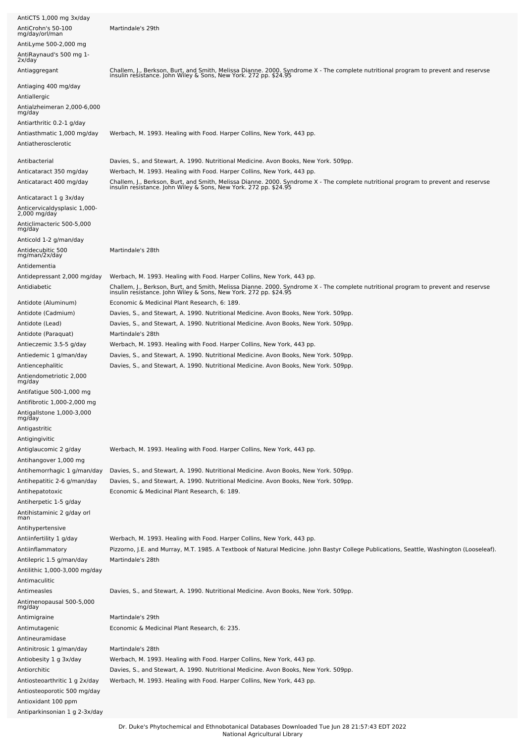| | |
|---|---|
| AntiCTS 1,000 mg 3x/day | |
| AntiCrohn's 50-100 mg/day/orl/man | Martindale's 29th |
| AntiLyme 500-2,000 mg | |
| AntiRaynaud's 500 mg 1-2x/day | |
| Antiaggregant | Challem, J., Berkson, Burt, and Smith, Melissa Dianne. 2000. Syndrome X - The complete nutritional program to prevent and reservse insulin resistance. John Wiley & Sons, New York. 272 pp. $24.95 |
| Antiaging 400 mg/day | |
| Antiallergic | |
| Antialzheimeran 2,000-6,000 mg/day | |
| Antiarthritic 0.2-1 g/day | |
| Antiasthmatic 1,000 mg/day | Werbach, M. 1993. Healing with Food. Harper Collins, New York, 443 pp. |
| Antiatherosclerotic | |
| Antibacterial | Davies, S., and Stewart, A. 1990. Nutritional Medicine. Avon Books, New York. 509pp. |
| Anticataract 350 mg/day | Werbach, M. 1993. Healing with Food. Harper Collins, New York, 443 pp. |
| Anticataract 400 mg/day | Challem, J., Berkson, Burt, and Smith, Melissa Dianne. 2000. Syndrome X - The complete nutritional program to prevent and reservse insulin resistance. John Wiley & Sons, New York. 272 pp. $24.95 |
| Anticataract 1 g 3x/day | |
| Anticervicaldysplasic 1,000-2,000 mg/day | |
| Anticlimacteric 500-5,000 mg/day | |
| Anticold 1-2 g/man/day | |
| Antidecubitic 500 mg/man/2x/day | Martindale's 28th |
| Antidementia | |
| Antidepressant 2,000 mg/day | Werbach, M. 1993. Healing with Food. Harper Collins, New York, 443 pp. |
| Antidiabetic | Challem, J., Berkson, Burt, and Smith, Melissa Dianne. 2000. Syndrome X - The complete nutritional program to prevent and reservse insulin resistance. John Wiley & Sons, New York. 272 pp. $24.95 |
| Antidote (Aluminum) | Economic & Medicinal Plant Research, 6: 189. |
| Antidote (Cadmium) | Davies, S., and Stewart, A. 1990. Nutritional Medicine. Avon Books, New York. 509pp. |
| Antidote (Lead) | Davies, S., and Stewart, A. 1990. Nutritional Medicine. Avon Books, New York. 509pp. |
| Antidote (Paraquat) | Martindale's 28th |
| Antieczemic 3.5-5 g/day | Werbach, M. 1993. Healing with Food. Harper Collins, New York, 443 pp. |
| Antiedemic 1 g/man/day | Davies, S., and Stewart, A. 1990. Nutritional Medicine. Avon Books, New York. 509pp. |
| Antiencephalitic | Davies, S., and Stewart, A. 1990. Nutritional Medicine. Avon Books, New York. 509pp. |
| Antiendometriotic 2,000 mg/day | |
| Antifatigue 500-1,000 mg | |
| Antifibrotic 1,000-2,000 mg | |
| Antigallstone 1,000-3,000 mg/day | |
| Antigastritic | |
| Antigingivitic | |
| Antiglaucomic 2 g/day | Werbach, M. 1993. Healing with Food. Harper Collins, New York, 443 pp. |
| Antihangover 1,000 mg | |
| Antihemorrhagic 1 g/man/day | Davies, S., and Stewart, A. 1990. Nutritional Medicine. Avon Books, New York. 509pp. |
| Antihepatitic 2-6 g/man/day | Davies, S., and Stewart, A. 1990. Nutritional Medicine. Avon Books, New York. 509pp. |
| Antihepatotoxic | Economic & Medicinal Plant Research, 6: 189. |
| Antiherpetic 1-5 g/day | |
| Antihistaminic 2 g/day orl man | |
| Antihypertensive | |
| Antiinfertility 1 g/day | Werbach, M. 1993. Healing with Food. Harper Collins, New York, 443 pp. |
| Antiinflammatory | Pizzorno, J.E. and Murray, M.T. 1985. A Textbook of Natural Medicine. John Bastyr College Publications, Seattle, Washington (Looseleaf). |
| Antilepric 1.5 g/man/day | Martindale's 28th |
| Antilithic 1,000-3,000 mg/day | |
| Antimaculitic | |
| Antimeasles | Davies, S., and Stewart, A. 1990. Nutritional Medicine. Avon Books, New York. 509pp. |
| Antimenopausal 500-5,000 mg/day | |
| Antimigraine | Martindale's 29th |
| Antimutagenic | Economic & Medicinal Plant Research, 6: 235. |
| Antineuramidase | |
| Antinitrosic 1 g/man/day | Martindale's 28th |
| Antiobesity 1 g 3x/day | Werbach, M. 1993. Healing with Food. Harper Collins, New York, 443 pp. |
| Antiorchitic | Davies, S., and Stewart, A. 1990. Nutritional Medicine. Avon Books, New York. 509pp. |
| Antiosteoarthritic 1 g 2x/day | Werbach, M. 1993. Healing with Food. Harper Collins, New York, 443 pp. |
| Antiosteoporotic 500 mg/day | |
| Antioxidant 100 ppm | |
| Antiparkinsonian 1 g 2-3x/day | |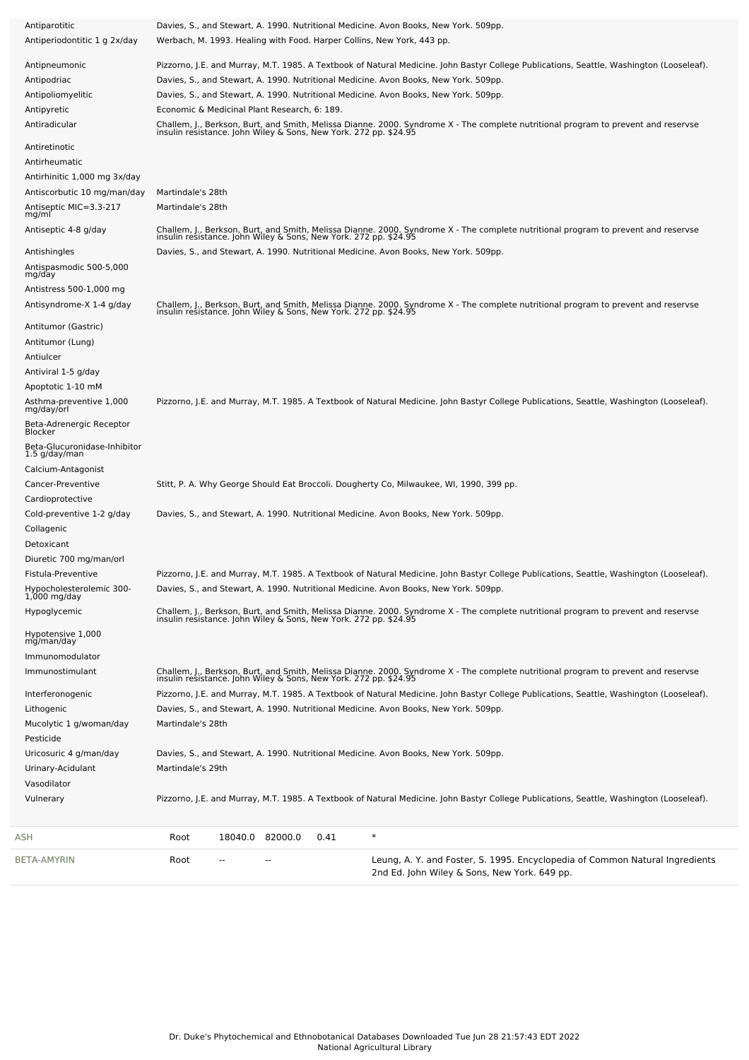| Activity | Reference |
|---|---|
| Antiparotitic | Davies, S., and Stewart, A. 1990. Nutritional Medicine. Avon Books, New York. 509pp. |
| Antiperiodontitic 1 g 2x/day | Werbach, M. 1993. Healing with Food. Harper Collins, New York, 443 pp. |
| Antipneumonic | Pizzorno, J.E. and Murray, M.T. 1985. A Textbook of Natural Medicine. John Bastyr College Publications, Seattle, Washington (Looseleaf). |
| Antipodriac | Davies, S., and Stewart, A. 1990. Nutritional Medicine. Avon Books, New York. 509pp. |
| Antipoliomyelitic | Davies, S., and Stewart, A. 1990. Nutritional Medicine. Avon Books, New York. 509pp. |
| Antipyretic | Economic & Medicinal Plant Research, 6: 189. |
| Antiradicular | Challem, J., Berkson, Burt, and Smith, Melissa Dianne. 2000. Syndrome X - The complete nutritional program to prevent and reservse insulin resistance. John Wiley & Sons, New York. 272 pp. $24.95 |
| Antiretinotic | |
| Antirheumatic | |
| Antirhinitic 1,000 mg 3x/day | |
| Antiscorbutic 10 mg/man/day | Martindale's 28th |
| Antiseptic MIC=3.3-217 mg/ml | Martindale's 28th |
| Antiseptic 4-8 g/day | Challem, J., Berkson, Burt, and Smith, Melissa Dianne. 2000. Syndrome X - The complete nutritional program to prevent and reservse insulin resistance. John Wiley & Sons, New York. 272 pp. $24.95 |
| Antishingles | Davies, S., and Stewart, A. 1990. Nutritional Medicine. Avon Books, New York. 509pp. |
| Antispasmodic 500-5,000 mg/day | |
| Antistress 500-1,000 mg | |
| Antisyndrome-X 1-4 g/day | Challem, J., Berkson, Burt, and Smith, Melissa Dianne. 2000. Syndrome X - The complete nutritional program to prevent and reservse insulin resistance. John Wiley & Sons, New York. 272 pp. $24.95 |
| Antitumor (Gastric) | |
| Antitumor (Lung) | |
| Antiulcer | |
| Antiviral 1-5 g/day | |
| Apoptotic 1-10 mM | |
| Asthma-preventive 1,000 mg/day/orl | Pizzorno, J.E. and Murray, M.T. 1985. A Textbook of Natural Medicine. John Bastyr College Publications, Seattle, Washington (Looseleaf). |
| Beta-Adrenergic Receptor Blocker | |
| Beta-Glucuronidase-Inhibitor 1.5 g/day/man | |
| Calcium-Antagonist | |
| Cancer-Preventive | Stitt, P. A. Why George Should Eat Broccoli. Dougherty Co, Milwaukee, WI, 1990, 399 pp. |
| Cardioprotective | |
| Cold-preventive 1-2 g/day | Davies, S., and Stewart, A. 1990. Nutritional Medicine. Avon Books, New York. 509pp. |
| Collagenic | |
| Detoxicant | |
| Diuretic 700 mg/man/orl | |
| Fistula-Preventive | Pizzorno, J.E. and Murray, M.T. 1985. A Textbook of Natural Medicine. John Bastyr College Publications, Seattle, Washington (Looseleaf). |
| Hypocholesterolemic 300-1,000 mg/day | Davies, S., and Stewart, A. 1990. Nutritional Medicine. Avon Books, New York. 509pp. |
| Hypoglycemic | Challem, J., Berkson, Burt, and Smith, Melissa Dianne. 2000. Syndrome X - The complete nutritional program to prevent and reservse insulin resistance. John Wiley & Sons, New York. 272 pp. $24.95 |
| Hypotensive 1,000 mg/man/day | |
| Immunomodulator | |
| Immunostimulant | Challem, J., Berkson, Burt, and Smith, Melissa Dianne. 2000. Syndrome X - The complete nutritional program to prevent and reservse insulin resistance. John Wiley & Sons, New York. 272 pp. $24.95 |
| Interferonogenic | Pizzorno, J.E. and Murray, M.T. 1985. A Textbook of Natural Medicine. John Bastyr College Publications, Seattle, Washington (Looseleaf). |
| Lithogenic | Davies, S., and Stewart, A. 1990. Nutritional Medicine. Avon Books, New York. 509pp. |
| Mucolytic 1 g/woman/day | Martindale's 28th |
| Pesticide | |
| Uricosuric 4 g/man/day | Davies, S., and Stewart, A. 1990. Nutritional Medicine. Avon Books, New York. 509pp. |
| Urinary-Acidulant | Martindale's 29th |
| Vasodilator | |
| Vulnerary | Pizzorno, J.E. and Murray, M.T. 1985. A Textbook of Natural Medicine. John Bastyr College Publications, Seattle, Washington (Looseleaf). |

| Chemical | Part | Low PPM | High PPM | StdDev | Reference |
|---|---|---|---|---|---|
| ASH | Root | 18040.0 | 82000.0 | 0.41 | * |
| BETA-AMYRIN | Root | -- | -- | | Leung, A. Y. and Foster, S. 1995. Encyclopedia of Common Natural Ingredients 2nd Ed. John Wiley & Sons, New York. 649 pp. |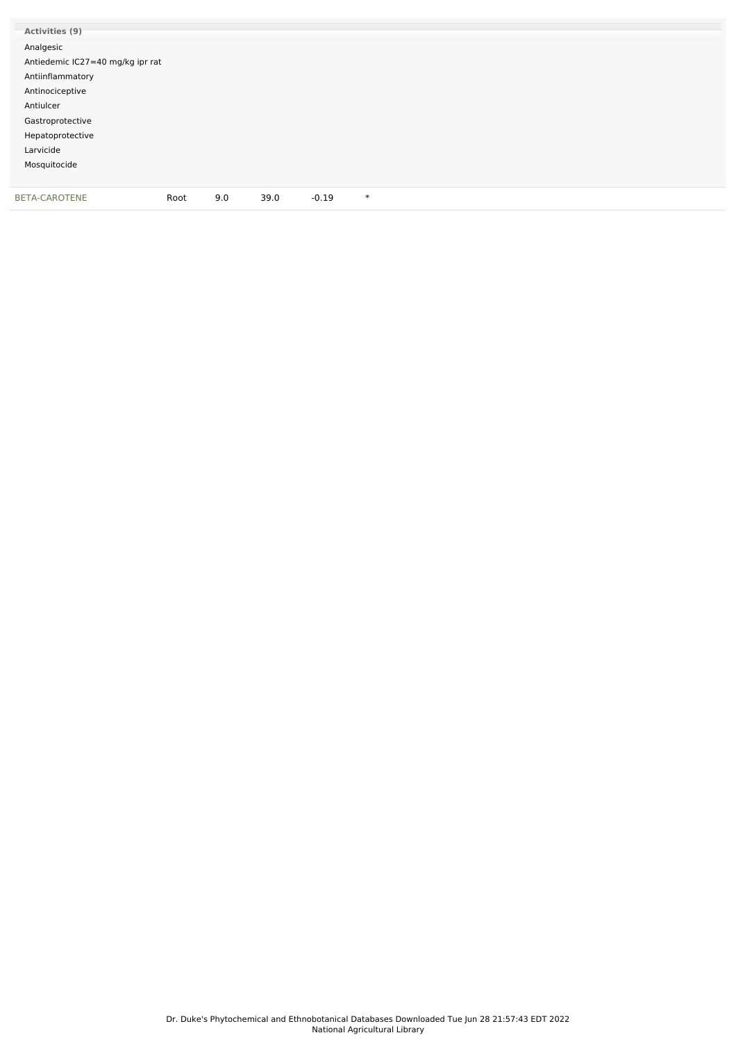**Activities (9)**

Analgesic

Antiedemic IC27=40 mg/kg ipr rat

Antiinflammatory

Antinociceptive

Antiulcer

Gastroprotective

Hepatoprotective

Larvicide

Mosquitocide

| BETA-CAROTENE | Root | 9.0 | 39.0 | -0.19 | * |
|---|---|---|---|---|---|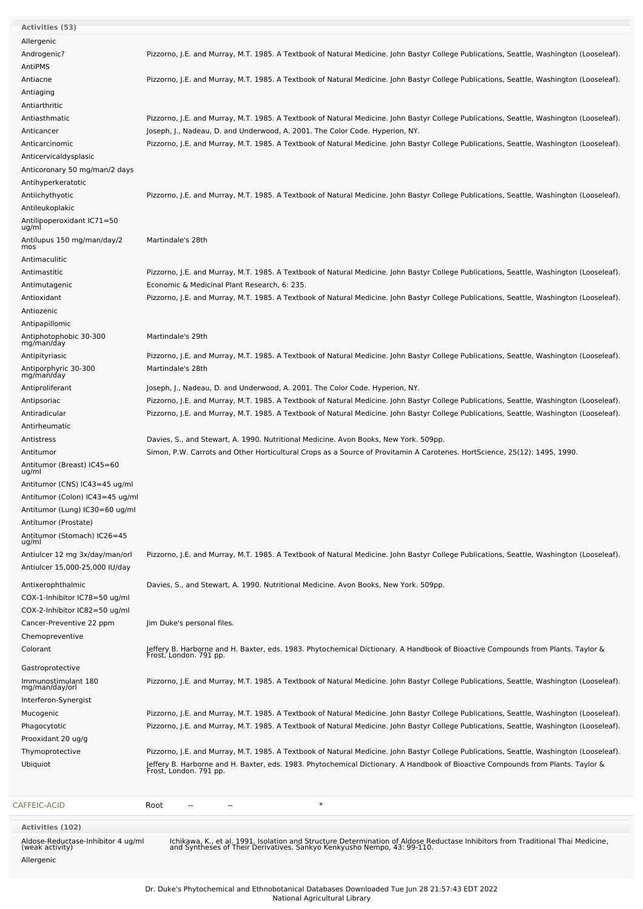**Activities (53)**

| Activity | Reference |
|---|---|
| Allergenic | |
| Androgenic? | Pizzorno, J.E. and Murray, M.T. 1985. A Textbook of Natural Medicine. John Bastyr College Publications, Seattle, Washington (Looseleaf). |
| AntiPMS | |
| Antiacne | Pizzorno, J.E. and Murray, M.T. 1985. A Textbook of Natural Medicine. John Bastyr College Publications, Seattle, Washington (Looseleaf). |
| Antiaging | |
| Antiarthritic | |
| Antiasthmatic | Pizzorno, J.E. and Murray, M.T. 1985. A Textbook of Natural Medicine. John Bastyr College Publications, Seattle, Washington (Looseleaf). |
| Anticancer | Joseph, J., Nadeau, D. and Underwood, A. 2001. The Color Code. Hyperion, NY. |
| Anticarcinomic | Pizzorno, J.E. and Murray, M.T. 1985. A Textbook of Natural Medicine. John Bastyr College Publications, Seattle, Washington (Looseleaf). |
| Anticervicaldysplasic | |
| Anticoronary 50 mg/man/2 days | |
| Antihyperkeratotic | |
| Antiichythyotic | Pizzorno, J.E. and Murray, M.T. 1985. A Textbook of Natural Medicine. John Bastyr College Publications, Seattle, Washington (Looseleaf). |
| Antileukoplakic | |
| Antilipoperoxidant IC71=50 ug/ml | |
| Antilupus 150 mg/man/day/2 mos | Martindale's 28th |
| Antimaculitic | |
| Antimastitic | Pizzorno, J.E. and Murray, M.T. 1985. A Textbook of Natural Medicine. John Bastyr College Publications, Seattle, Washington (Looseleaf). |
| Antimutagenic | Economic & Medicinal Plant Research, 6: 235. |
| Antioxidant | Pizzorno, J.E. and Murray, M.T. 1985. A Textbook of Natural Medicine. John Bastyr College Publications, Seattle, Washington (Looseleaf). |
| Antiozenic | |
| Antipapillomic | |
| Antiphotophobic 30-300 mg/man/day | Martindale's 29th |
| Antipityriasic | Pizzorno, J.E. and Murray, M.T. 1985. A Textbook of Natural Medicine. John Bastyr College Publications, Seattle, Washington (Looseleaf). |
| Antiporphyric 30-300 mg/man/day | Martindale's 28th |
| Antiproliferant | Joseph, J., Nadeau, D. and Underwood, A. 2001. The Color Code. Hyperion, NY. |
| Antipsoriac | Pizzorno, J.E. and Murray, M.T. 1985. A Textbook of Natural Medicine. John Bastyr College Publications, Seattle, Washington (Looseleaf). |
| Antiradicular | Pizzorno, J.E. and Murray, M.T. 1985. A Textbook of Natural Medicine. John Bastyr College Publications, Seattle, Washington (Looseleaf). |
| Antirheumatic | |
| Antistress | Davies, S., and Stewart, A. 1990. Nutritional Medicine. Avon Books, New York. 509pp. |
| Antitumor | Simon, P.W. Carrots and Other Horticultural Crops as a Source of Provitamin A Carotenes. HortScience, 25(12): 1495, 1990. |
| Antitumor (Breast) IC45=60 ug/ml | |
| Antitumor (CNS) IC43=45 ug/ml | |
| Antitumor (Colon) IC43=45 ug/ml | |
| Antitumor (Lung) IC30=60 ug/ml | |
| Antitumor (Prostate) | |
| Antitumor (Stomach) IC26=45 ug/ml | |
| Antiulcer 12 mg 3x/day/man/orl | Pizzorno, J.E. and Murray, M.T. 1985. A Textbook of Natural Medicine. John Bastyr College Publications, Seattle, Washington (Looseleaf). |
| Antiulcer 15,000-25,000 IU/day | |
| Antixerophthalmic | Davies, S., and Stewart, A. 1990. Nutritional Medicine. Avon Books, New York. 509pp. |
| COX-1-Inhibitor IC78=50 ug/ml | |
| COX-2-Inhibitor IC82=50 ug/ml | |
| Cancer-Preventive 22 ppm | Jim Duke's personal files. |
| Chemopreventive | |
| Colorant | Jeffery B. Harborne and H. Baxter, eds. 1983. Phytochemical Dictionary. A Handbook of Bioactive Compounds from Plants. Taylor & Frost, London. 791 pp. |
| Gastroprotective | |
| Immunostimulant 180 mg/man/day/orl | Pizzorno, J.E. and Murray, M.T. 1985. A Textbook of Natural Medicine. John Bastyr College Publications, Seattle, Washington (Looseleaf). |
| Interferon-Synergist | |
| Mucogenic | Pizzorno, J.E. and Murray, M.T. 1985. A Textbook of Natural Medicine. John Bastyr College Publications, Seattle, Washington (Looseleaf). |
| Phagocytotic | Pizzorno, J.E. and Murray, M.T. 1985. A Textbook of Natural Medicine. John Bastyr College Publications, Seattle, Washington (Looseleaf). |
| Prooxidant 20 ug/g | |
| Thymoprotective | Pizzorno, J.E. and Murray, M.T. 1985. A Textbook of Natural Medicine. John Bastyr College Publications, Seattle, Washington (Looseleaf). |
| Ubiquiot | Jeffery B. Harborne and H. Baxter, eds. 1983. Phytochemical Dictionary. A Handbook of Bioactive Compounds from Plants. Taylor & Frost, London. 791 pp. |

| CAFFEIC-ACID | Root | -- | -- | * |
|---|---|---|---|---|

**Activities (102)**

| Activity | Reference |
|---|---|
| Aldose-Reductase-Inhibitor 4 ug/ml (weak activity) | Ichikawa, K., et al. 1991. Isolation and Structure Determination of Aldose Reductase Inhibitors from Traditional Thai Medicine, and Syntheses of Their Derivatives. Sankyo Kenkyusho Nempo, 43: 99-110. |
| Allergenic | |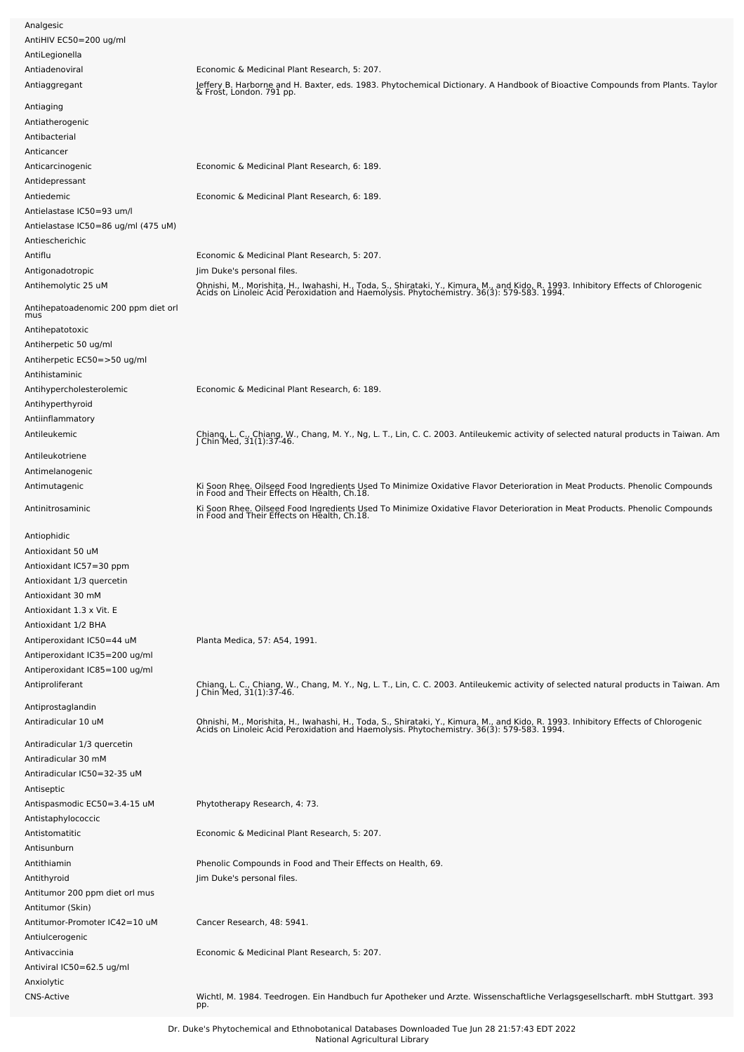| | |
|---|---|
| Analgesic | |
| AntiHIV EC50=200 ug/ml | |
| AntiLegionella | |
| Antiadenoviral | Economic & Medicinal Plant Research, 5: 207. |
| Antiaggregant | Jeffery B. Harborne and H. Baxter, eds. 1983. Phytochemical Dictionary. A Handbook of Bioactive Compounds from Plants. Taylor & Frost, London. 791 pp. |
| Antiaging | |
| Antiatherogenic | |
| Antibacterial | |
| Anticancer | |
| Anticarcinogenic | Economic & Medicinal Plant Research, 6: 189. |
| Antidepressant | |
| Antiedemic | Economic & Medicinal Plant Research, 6: 189. |
| Antielastase IC50=93 um/l | |
| Antielastase IC50=86 ug/ml (475 uM) | |
| Antiescherichic | |
| Antiflu | Economic & Medicinal Plant Research, 5: 207. |
| Antigonadotropic | Jim Duke's personal files. |
| Antihemolytic 25 uM | Ohnishi, M., Morishita, H., Iwahashi, H., Toda, S., Shirataki, Y., Kimura, M., and Kido, R. 1993. Inhibitory Effects of Chlorogenic Acids on Linoleic Acid Peroxidation and Haemolysis. Phytochemistry. 36(3): 579-583. 1994. |
| Antihepatoadenomic 200 ppm diet orl mus | |
| Antihepatotoxic | |
| Antiherpetic 50 ug/ml | |
| Antiherpetic EC50=>50 ug/ml | |
| Antihistaminic | |
| Antihypercholesterolemic | Economic & Medicinal Plant Research, 6: 189. |
| Antihyperthyroid | |
| Antiinflammatory | |
| Antileukemic | Chiang, L. C., Chiang, W., Chang, M. Y., Ng, L. T., Lin, C. C. 2003. Antileukemic activity of selected natural products in Taiwan. Am J Chin Med, 31(1):37-46. |
| Antileukotriene | |
| Antimelanogenic | |
| Antimutagenic | Ki Soon Rhee. Oilseed Food Ingredients Used To Minimize Oxidative Flavor Deterioration in Meat Products. Phenolic Compounds in Food and Their Effects on Health, Ch.18. |
| Antinitrosaminic | Ki Soon Rhee. Oilseed Food Ingredients Used To Minimize Oxidative Flavor Deterioration in Meat Products. Phenolic Compounds in Food and Their Effects on Health, Ch.18. |
| Antiophidic | |
| Antioxidant 50 uM | |
| Antioxidant IC57=30 ppm | |
| Antioxidant 1/3 quercetin | |
| Antioxidant 30 mM | |
| Antioxidant 1.3 x Vit. E | |
| Antioxidant 1/2 BHA | |
| Antiperoxidant IC50=44 uM | Planta Medica, 57: A54, 1991. |
| Antiperoxidant IC35=200 ug/ml | |
| Antiperoxidant IC85=100 ug/ml | |
| Antiproliferant | Chiang, L. C., Chiang, W., Chang, M. Y., Ng, L. T., Lin, C. C. 2003. Antileukemic activity of selected natural products in Taiwan. Am J Chin Med, 31(1):37-46. |
| Antiprostaglandin | |
| Antiradicular 10 uM | Ohnishi, M., Morishita, H., Iwahashi, H., Toda, S., Shirataki, Y., Kimura, M., and Kido, R. 1993. Inhibitory Effects of Chlorogenic Acids on Linoleic Acid Peroxidation and Haemolysis. Phytochemistry. 36(3): 579-583. 1994. |
| Antiradicular 1/3 quercetin | |
| Antiradicular 30 mM | |
| Antiradicular IC50=32-35 uM | |
| Antiseptic | |
| Antispasmodic EC50=3.4-15 uM | Phytotherapy Research, 4: 73. |
| Antistaphylococcic | |
| Antistomatitic | Economic & Medicinal Plant Research, 5: 207. |
| Antisunburn | |
| Antithiamin | Phenolic Compounds in Food and Their Effects on Health, 69. |
| Antithyroid | Jim Duke's personal files. |
| Antitumor 200 ppm diet orl mus | |
| Antitumor (Skin) | |
| Antitumor-Promoter IC42=10 uM | Cancer Research, 48: 5941. |
| Antiulcerogenic | |
| Antivaccinia | Economic & Medicinal Plant Research, 5: 207. |
| Antiviral IC50=62.5 ug/ml | |
| Anxiolytic | |
| CNS-Active | Wichtl, M. 1984. Teedrogen. Ein Handbuch fur Apotheker und Arzte. Wissenschaftliche Verlagsgesellscharft. mbH Stuttgart. 393 pp. |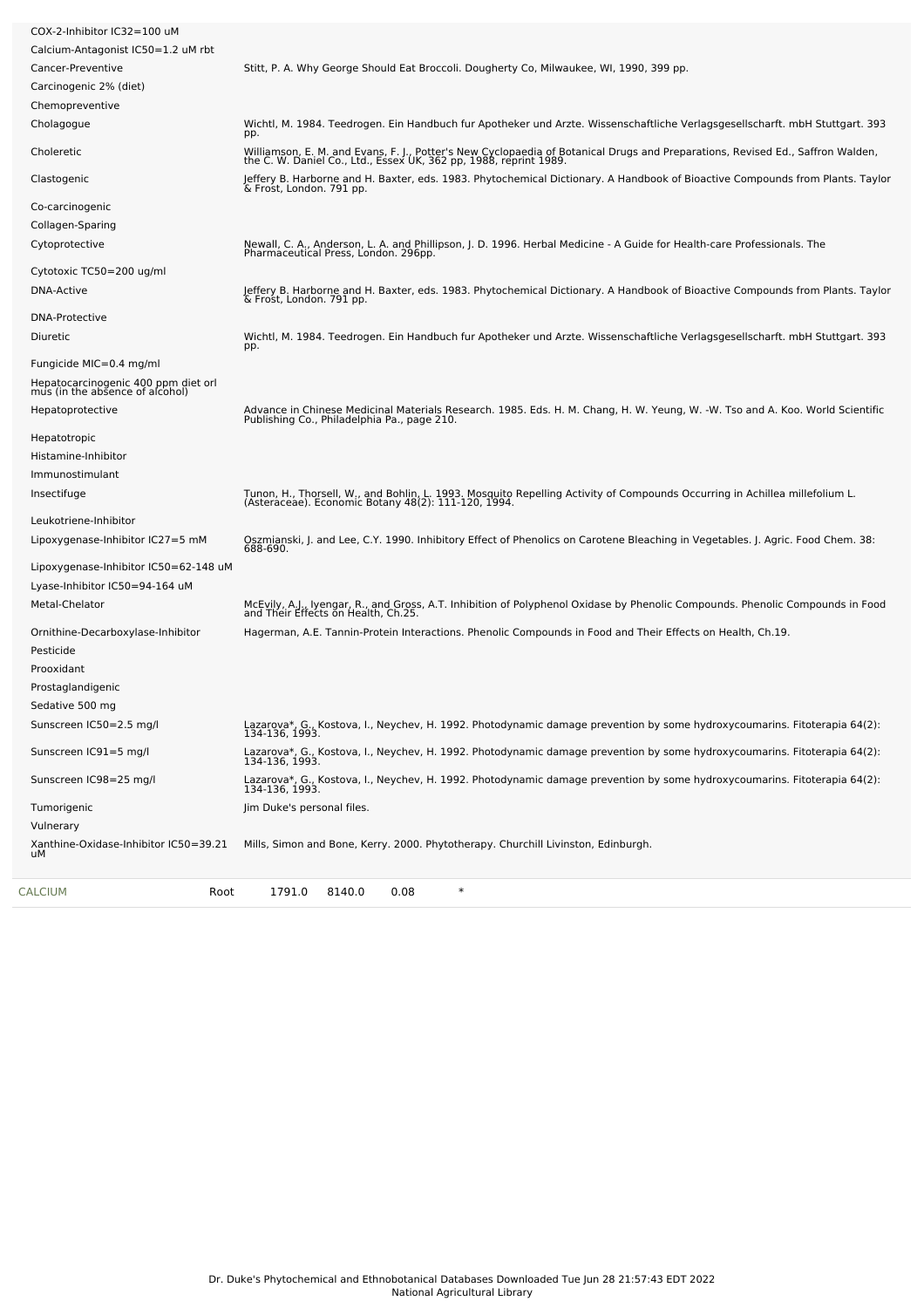| Activity | Reference |
|---|---|
| COX-2-Inhibitor IC32=100 uM | |
| Calcium-Antagonist IC50=1.2 uM rbt | |
| Cancer-Preventive | Stitt, P. A. Why George Should Eat Broccoli. Dougherty Co, Milwaukee, WI, 1990, 399 pp. |
| Carcinogenic 2% (diet) | |
| Chemopreventive | |
| Cholagogue | Wichtl, M. 1984. Teedrogen. Ein Handbuch fur Apotheker und Arzte. Wissenschaftliche Verlagsgesellscharft. mbH Stuttgart. 393 pp. |
| Choleretic | Williamson, E. M. and Evans, F. J., Potter's New Cyclopaedia of Botanical Drugs and Preparations, Revised Ed., Saffron Walden, the C. W. Daniel Co., Ltd., Essex UK, 362 pp, 1988, reprint 1989. |
| Clastogenic | Jeffery B. Harborne and H. Baxter, eds. 1983. Phytochemical Dictionary. A Handbook of Bioactive Compounds from Plants. Taylor & Frost, London. 791 pp. |
| Co-carcinogenic | |
| Collagen-Sparing | |
| Cytoprotective | Newall, C. A., Anderson, L. A. and Phillipson, J. D. 1996. Herbal Medicine - A Guide for Health-care Professionals. The Pharmaceutical Press, London. 296pp. |
| Cytotoxic TC50=200 ug/ml | |
| DNA-Active | Jeffery B. Harborne and H. Baxter, eds. 1983. Phytochemical Dictionary. A Handbook of Bioactive Compounds from Plants. Taylor & Frost, London. 791 pp. |
| DNA-Protective | |
| Diuretic | Wichtl, M. 1984. Teedrogen. Ein Handbuch fur Apotheker und Arzte. Wissenschaftliche Verlagsgesellscharft. mbH Stuttgart. 393 pp. |
| Fungicide MIC=0.4 mg/ml | |
| Hepatocarcinogenic 400 ppm diet orl mus (in the absence of alcohol) | |
| Hepatoprotective | Advance in Chinese Medicinal Materials Research. 1985. Eds. H. M. Chang, H. W. Yeung, W. -W. Tso and A. Koo. World Scientific Publishing Co., Philadelphia Pa., page 210. |
| Hepatotropic | |
| Histamine-Inhibitor | |
| Immunostimulant | |
| Insectifuge | Tunon, H., Thorsell, W., and Bohlin, L. 1993. Mosquito Repelling Activity of Compounds Occurring in Achillea millefolium L. (Asteraceae). Economic Botany 48(2): 111-120, 1994. |
| Leukotriene-Inhibitor | |
| Lipoxygenase-Inhibitor IC27=5 mM | Oszmianski, J. and Lee, C.Y. 1990. Inhibitory Effect of Phenolics on Carotene Bleaching in Vegetables. J. Agric. Food Chem. 38: 688-690. |
| Lipoxygenase-Inhibitor IC50=62-148 uM | |
| Lyase-Inhibitor IC50=94-164 uM | |
| Metal-Chelator | McEvily, A.J., Iyengar, R., and Gross, A.T. Inhibition of Polyphenol Oxidase by Phenolic Compounds. Phenolic Compounds in Food and Their Effects on Health, Ch.25. |
| Ornithine-Decarboxylase-Inhibitor | Hagerman, A.E. Tannin-Protein Interactions. Phenolic Compounds in Food and Their Effects on Health, Ch.19. |
| Pesticide | |
| Prooxidant | |
| Prostaglandigenic | |
| Sedative 500 mg | |
| Sunscreen IC50=2.5 mg/l | Lazarova*, G., Kostova, I., Neychev, H. 1992. Photodynamic damage prevention by some hydroxycoumarins. Fitoterapia 64(2): 134-136, 1993. |
| Sunscreen IC91=5 mg/l | Lazarova*, G., Kostova, I., Neychev, H. 1992. Photodynamic damage prevention by some hydroxycoumarins. Fitoterapia 64(2): 134-136, 1993. |
| Sunscreen IC98=25 mg/l | Lazarova*, G., Kostova, I., Neychev, H. 1992. Photodynamic damage prevention by some hydroxycoumarins. Fitoterapia 64(2): 134-136, 1993. |
| Tumorigenic | Jim Duke's personal files. |
| Vulnerary | |
| Xanthine-Oxidase-Inhibitor IC50=39.21 uM | Mills, Simon and Bone, Kerry. 2000. Phytotherapy. Churchill Livinston, Edinburgh. |

| Chemical | Part | Low | High | SD | |
|---|---|---|---|---|---|
| CALCIUM | Root | 1791.0 | 8140.0 | 0.08 | * |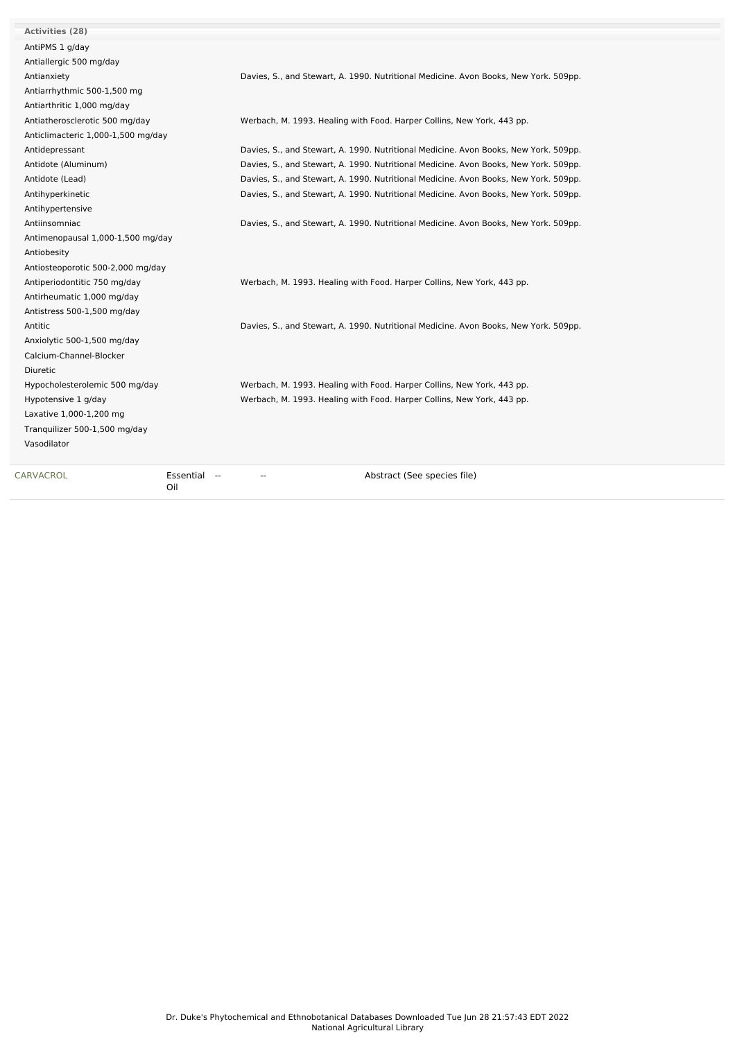| Activities (28) | |
|---|---|
| AntiPMS 1 g/day | |
| Antiallergic 500 mg/day | |
| Antianxiety | Davies, S., and Stewart, A. 1990. Nutritional Medicine. Avon Books, New York. 509pp. |
| Antiarrhythmic 500-1,500 mg | |
| Antiarthritic 1,000 mg/day | |
| Antiatherosclerotic 500 mg/day | Werbach, M. 1993. Healing with Food. Harper Collins, New York, 443 pp. |
| Anticlimacteric 1,000-1,500 mg/day | |
| Antidepressant | Davies, S., and Stewart, A. 1990. Nutritional Medicine. Avon Books, New York. 509pp. |
| Antidote (Aluminum) | Davies, S., and Stewart, A. 1990. Nutritional Medicine. Avon Books, New York. 509pp. |
| Antidote (Lead) | Davies, S., and Stewart, A. 1990. Nutritional Medicine. Avon Books, New York. 509pp. |
| Antihyperkinetic | Davies, S., and Stewart, A. 1990. Nutritional Medicine. Avon Books, New York. 509pp. |
| Antihypertensive | |
| Antiinsomniac | Davies, S., and Stewart, A. 1990. Nutritional Medicine. Avon Books, New York. 509pp. |
| Antimenopausal 1,000-1,500 mg/day | |
| Antiobesity | |
| Antiosteoporotic 500-2,000 mg/day | |
| Antiperiodontitic 750 mg/day | Werbach, M. 1993. Healing with Food. Harper Collins, New York, 443 pp. |
| Antirheumatic 1,000 mg/day | |
| Antistress 500-1,500 mg/day | |
| Antitic | Davies, S., and Stewart, A. 1990. Nutritional Medicine. Avon Books, New York. 509pp. |
| Anxiolytic 500-1,500 mg/day | |
| Calcium-Channel-Blocker | |
| Diuretic | |
| Hypocholesterolemic 500 mg/day | Werbach, M. 1993. Healing with Food. Harper Collins, New York, 443 pp. |
| Hypotensive 1 g/day | Werbach, M. 1993. Healing with Food. Harper Collins, New York, 443 pp. |
| Laxative 1,000-1,200 mg | |
| Tranquilizer 500-1,500 mg/day | |
| Vasodilator | |

| CARVACROL | Essential Oil | -- | -- | Abstract (See species file) |
|---|---|---|---|---|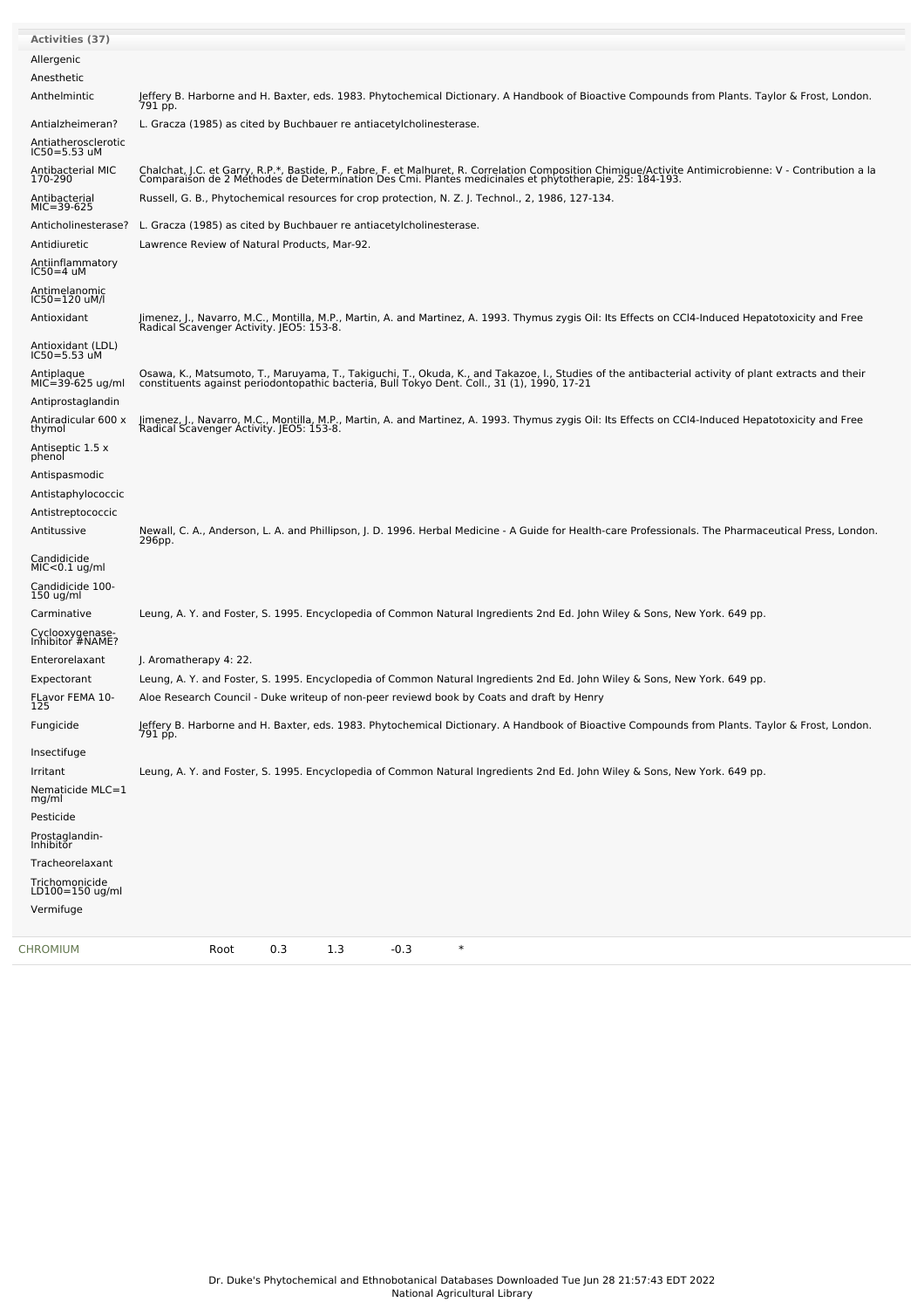**Activities (37)**

| Activity | Reference |
|---|---|
| Allergenic | |
| Anesthetic | |
| Anthelmintic | Jeffery B. Harborne and H. Baxter, eds. 1983. Phytochemical Dictionary. A Handbook of Bioactive Compounds from Plants. Taylor & Frost, London. 791 pp. |
| Antialzheimeran? | L. Gracza (1985) as cited by Buchbauer re antiacetylcholinesterase. |
| Antiatherosclerotic IC50=5.53 uM | |
| Antibacterial MIC 170-290 | Chalchat, J.C. et Garry, R.P.*, Bastide, P., Fabre, F. et Malhuret, R. Correlation Composition Chimique/Activite Antimicrobienne: V - Contribution a la Comparaison de 2 Methodes de Determination Des Cmi. Plantes medicinales et phytotherapie, 25: 184-193. |
| Antibacterial MIC=39-625 | Russell, G. B., Phytochemical resources for crop protection, N. Z. J. Technol., 2, 1986, 127-134. |
| Anticholinesterase? | L. Gracza (1985) as cited by Buchbauer re antiacetylcholinesterase. |
| Antidiuretic | Lawrence Review of Natural Products, Mar-92. |
| Antiinflammatory IC50=4 uM | |
| Antimelanomic IC50=120 uM/l | |
| Antioxidant | Jimenez, J., Navarro, M.C., Montilla, M.P., Martin, A. and Martinez, A. 1993. Thymus zygis Oil: Its Effects on CCl4-Induced Hepatotoxicity and Free Radical Scavenger Activity. JEO5: 153-8. |
| Antioxidant (LDL) IC50=5.53 uM | |
| Antiplaque MIC=39-625 ug/ml | Osawa, K., Matsumoto, T., Maruyama, T., Takiguchi, T., Okuda, K., and Takazoe, I., Studies of the antibacterial activity of plant extracts and their constituents against periodontopathic bacteria, Bull Tokyo Dent. Coll., 31 (1), 1990, 17-21 |
| Antiprostaglandin | |
| Antiradicular 600 x thymol | Jimenez, J., Navarro, M.C., Montilla, M.P., Martin, A. and Martinez, A. 1993. Thymus zygis Oil: Its Effects on CCl4-Induced Hepatotoxicity and Free Radical Scavenger Activity. JEO5: 153-8. |
| Antiseptic 1.5 x phenol | |
| Antispasmodic | |
| Antistaphylococcic | |
| Antistreptococcic | |
| Antitussive | Newall, C. A., Anderson, L. A. and Phillipson, J. D. 1996. Herbal Medicine - A Guide for Health-care Professionals. The Pharmaceutical Press, London. 296pp. |
| Candidicide MIC<0.1 ug/ml | |
| Candidicide 100-150 ug/ml | |
| Carminative | Leung, A. Y. and Foster, S. 1995. Encyclopedia of Common Natural Ingredients 2nd Ed. John Wiley & Sons, New York. 649 pp. |
| Cyclooxygenase-Inhibitor #NAME? | |
| Enterorelaxant | J. Aromatherapy 4: 22. |
| Expectorant | Leung, A. Y. and Foster, S. 1995. Encyclopedia of Common Natural Ingredients 2nd Ed. John Wiley & Sons, New York. 649 pp. |
| FLavor FEMA 10-125 | Aloe Research Council - Duke writeup of non-peer reviewd book by Coats and draft by Henry |
| Fungicide | Jeffery B. Harborne and H. Baxter, eds. 1983. Phytochemical Dictionary. A Handbook of Bioactive Compounds from Plants. Taylor & Frost, London. 791 pp. |
| Insectifuge | |
| Irritant | Leung, A. Y. and Foster, S. 1995. Encyclopedia of Common Natural Ingredients 2nd Ed. John Wiley & Sons, New York. 649 pp. |
| Nematicide MLC=1 mg/ml | |
| Pesticide | |
| Prostaglandin-Inhibitor | |
| Tracheorelaxant | |
| Trichomonicide LD100=150 ug/ml | |
| Vermifuge | |

| | | | | | |
|---|---|---|---|---|---|
| CHROMIUM | Root | 0.3 | 1.3 | -0.3 | * |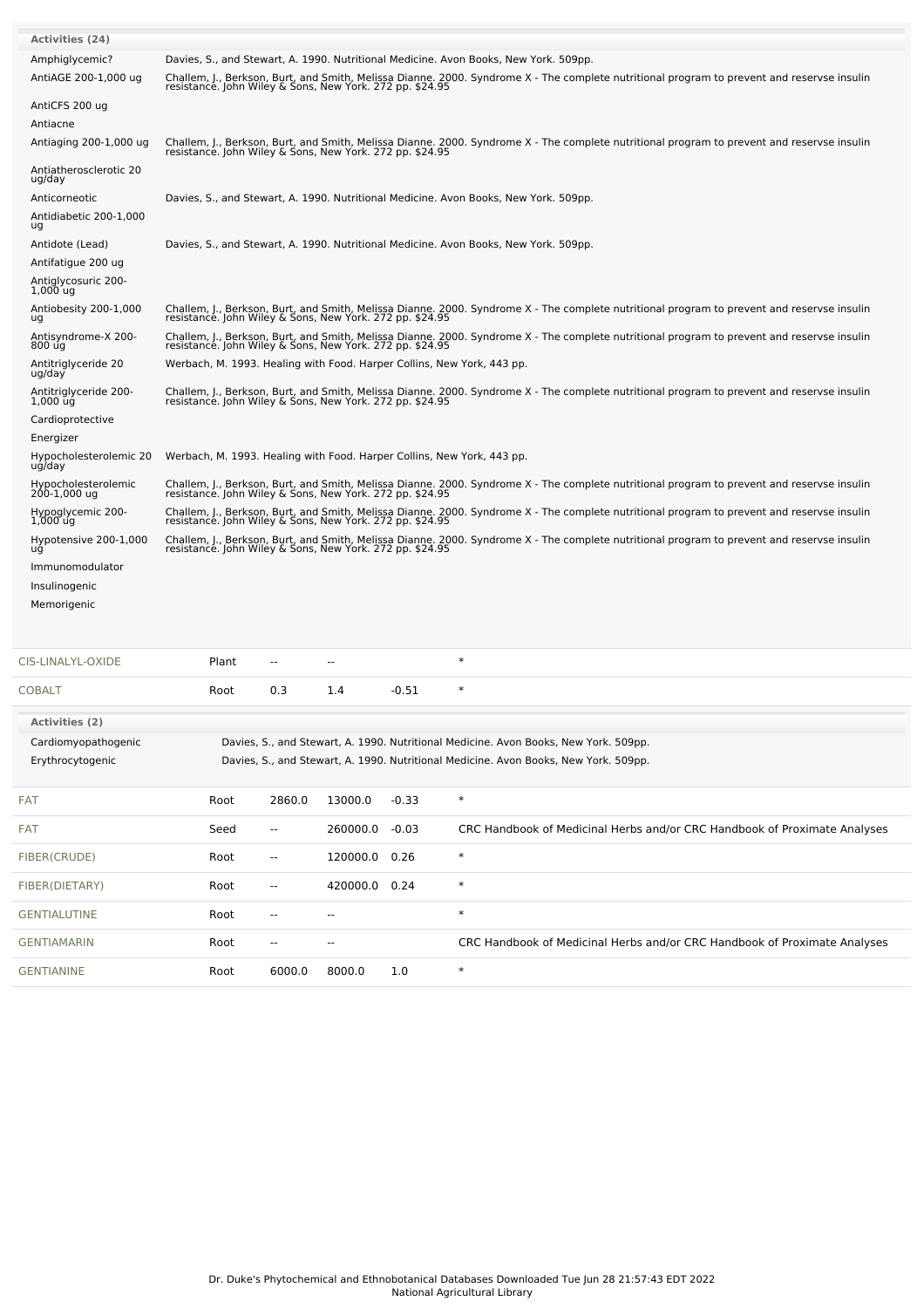| Activities (24) | |
|---|---|
| Amphiglycemic? | Davies, S., and Stewart, A. 1990. Nutritional Medicine. Avon Books, New York. 509pp. |
| AntiAGE 200-1,000 ug | Challem, J., Berkson, Burt, and Smith, Melissa Dianne. 2000. Syndrome X - The complete nutritional program to prevent and reservse insulin resistance. John Wiley & Sons, New York. 272 pp. $24.95 |
| AntiCFS 200 ug | |
| Antiacne | |
| Antiaging 200-1,000 ug | Challem, J., Berkson, Burt, and Smith, Melissa Dianne. 2000. Syndrome X - The complete nutritional program to prevent and reservse insulin resistance. John Wiley & Sons, New York. 272 pp. $24.95 |
| Antiatherosclerotic 20 ug/day | |
| Anticorneotic | Davies, S., and Stewart, A. 1990. Nutritional Medicine. Avon Books, New York. 509pp. |
| Antidiabetic 200-1,000 ug | |
| Antidote (Lead) | Davies, S., and Stewart, A. 1990. Nutritional Medicine. Avon Books, New York. 509pp. |
| Antifatigue 200 ug | |
| Antiglycosuric 200-1,000 ug | |
| Antiobesity 200-1,000 ug | Challem, J., Berkson, Burt, and Smith, Melissa Dianne. 2000. Syndrome X - The complete nutritional program to prevent and reservse insulin resistance. John Wiley & Sons, New York. 272 pp. $24.95 |
| Antisyndrome-X 200-800 ug | Challem, J., Berkson, Burt, and Smith, Melissa Dianne. 2000. Syndrome X - The complete nutritional program to prevent and reservse insulin resistance. John Wiley & Sons, New York. 272 pp. $24.95 |
| Antitriglyceride 20 ug/day | Werbach, M. 1993. Healing with Food. Harper Collins, New York, 443 pp. |
| Antitriglyceride 200-1,000 ug | Challem, J., Berkson, Burt, and Smith, Melissa Dianne. 2000. Syndrome X - The complete nutritional program to prevent and reservse insulin resistance. John Wiley & Sons, New York. 272 pp. $24.95 |
| Cardioprotective | |
| Energizer | |
| Hypocholesterolemic 20 ug/day | Werbach, M. 1993. Healing with Food. Harper Collins, New York, 443 pp. |
| Hypocholesterolemic 200-1,000 ug | Challem, J., Berkson, Burt, and Smith, Melissa Dianne. 2000. Syndrome X - The complete nutritional program to prevent and reservse insulin resistance. John Wiley & Sons, New York. 272 pp. $24.95 |
| Hypoglycemic 200-1,000 ug | Challem, J., Berkson, Burt, and Smith, Melissa Dianne. 2000. Syndrome X - The complete nutritional program to prevent and reservse insulin resistance. John Wiley & Sons, New York. 272 pp. $24.95 |
| Hypotensive 200-1,000 ug | Challem, J., Berkson, Burt, and Smith, Melissa Dianne. 2000. Syndrome X - The complete nutritional program to prevent and reservse insulin resistance. John Wiley & Sons, New York. 272 pp. $24.95 |
| Immunomodulator | |
| Insulinogenic | |
| Memorigenic | |

| | | | | | |
|---|---|---|---|---|---|
| CIS-LINALYL-OXIDE | Plant | -- | -- | | * |
| COBALT | Root | 0.3 | 1.4 | -0.51 | * |

| Activities (2) | |
|---|---|
| Cardiomyopathogenic | Davies, S., and Stewart, A. 1990. Nutritional Medicine. Avon Books, New York. 509pp. |
| Erythrocytogenic | Davies, S., and Stewart, A. 1990. Nutritional Medicine. Avon Books, New York. 509pp. |

| | | | | | |
|---|---|---|---|---|---|
| FAT | Root | 2860.0 | 13000.0 | -0.33 | * |
| FAT | Seed | -- | 260000.0 | -0.03 | CRC Handbook of Medicinal Herbs and/or CRC Handbook of Proximate Analyses |
| FIBER(CRUDE) | Root | -- | 120000.0 | 0.26 | * |
| FIBER(DIETARY) | Root | -- | 420000.0 | 0.24 | * |
| GENTIALUTINE | Root | -- | -- | | * |
| GENTIAMARIN | Root | -- | -- | | CRC Handbook of Medicinal Herbs and/or CRC Handbook of Proximate Analyses |
| GENTIANINE | Root | 6000.0 | 8000.0 | 1.0 | * |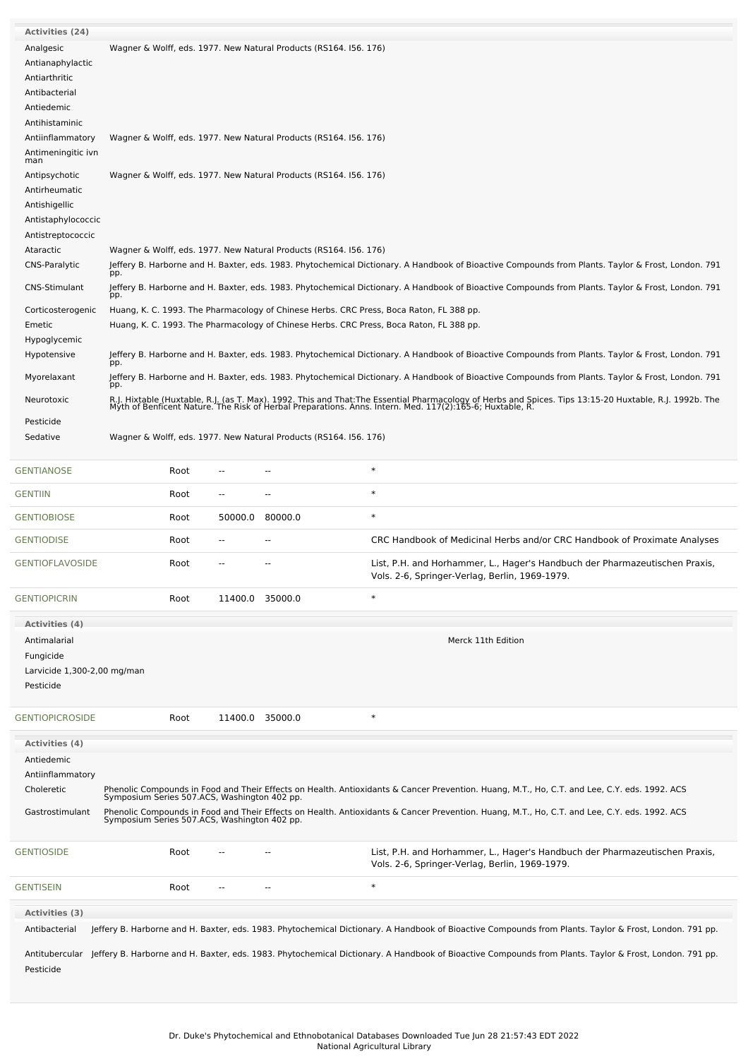**Activities (24)**

| Activity | Reference |
|---|---|
| Analgesic | Wagner & Wolff, eds. 1977. New Natural Products (RS164. I56. 176) |
| Antianaphylactic | |
| Antiarthritic | |
| Antibacterial | |
| Antiedemic | |
| Antihistaminic | |
| Antiinflammatory | Wagner & Wolff, eds. 1977. New Natural Products (RS164. I56. 176) |
| Antimeningitic ivn man | |
| Antipsychotic | Wagner & Wolff, eds. 1977. New Natural Products (RS164. I56. 176) |
| Antirheumatic | |
| Antishigellic | |
| Antistaphylococcic | |
| Antistreptococcic | |
| Ataractic | Wagner & Wolff, eds. 1977. New Natural Products (RS164. I56. 176) |
| CNS-Paralytic | Jeffery B. Harborne and H. Baxter, eds. 1983. Phytochemical Dictionary. A Handbook of Bioactive Compounds from Plants. Taylor & Frost, London. 791 pp. |
| CNS-Stimulant | Jeffery B. Harborne and H. Baxter, eds. 1983. Phytochemical Dictionary. A Handbook of Bioactive Compounds from Plants. Taylor & Frost, London. 791 pp. |
| Corticosterogenic | Huang, K. C. 1993. The Pharmacology of Chinese Herbs. CRC Press, Boca Raton, FL 388 pp. |
| Emetic | Huang, K. C. 1993. The Pharmacology of Chinese Herbs. CRC Press, Boca Raton, FL 388 pp. |
| Hypoglycemic | |
| Hypotensive | Jeffery B. Harborne and H. Baxter, eds. 1983. Phytochemical Dictionary. A Handbook of Bioactive Compounds from Plants. Taylor & Frost, London. 791 pp. |
| Myorelaxant | Jeffery B. Harborne and H. Baxter, eds. 1983. Phytochemical Dictionary. A Handbook of Bioactive Compounds from Plants. Taylor & Frost, London. 791 pp. |
| Neurotoxic | R.J. Hixtable (Huxtable, R.J. (as T. Max). 1992. This and That:The Essential Pharmacology of Herbs and Spices. Tips 13:15-20 Huxtable, R.J. 1992b. The Myth of Benficent Nature. The Risk of Herbal Preparations. Anns. Intern. Med. 117(2):165-6; Huxtable, R. |
| Pesticide | |
| Sedative | Wagner & Wolff, eds. 1977. New Natural Products (RS164. I56. 176) |

| Chemical | Part | Low | High | Reference |
|---|---|---|---|---|
| GENTIANOSE | Root | -- | -- | * |
| GENTIIN | Root | -- | -- | * |
| GENTIOBIOSE | Root | 50000.0 | 80000.0 | * |
| GENTIODISE | Root | -- | -- | CRC Handbook of Medicinal Herbs and/or CRC Handbook of Proximate Analyses |
| GENTIOFLAVOSIDE | Root | -- | -- | List, P.H. and Horhammer, L., Hager's Handbuch der Pharmazeutischen Praxis, Vols. 2-6, Springer-Verlag, Berlin, 1969-1979. |
| GENTIOPICRIN | Root | 11400.0 | 35000.0 | * |

**Activities (4)**

| Activity | Reference |
|---|---|
| Antimalarial | Merck 11th Edition |
| Fungicide | |
| Larvicide 1,300-2,00 mg/man | |
| Pesticide | |

| Chemical | Part | Low | High | Reference |
|---|---|---|---|---|
| GENTIOPICROSIDE | Root | 11400.0 | 35000.0 | * |

**Activities (4)**

| Activity | Reference |
|---|---|
| Antiedemic | |
| Antiinflammatory | |
| Choleretic | Phenolic Compounds in Food and Their Effects on Health. Antioxidants & Cancer Prevention. Huang, M.T., Ho, C.T. and Lee, C.Y. eds. 1992. ACS Symposium Series 507.ACS, Washington 402 pp. |
| Gastrostimulant | Phenolic Compounds in Food and Their Effects on Health. Antioxidants & Cancer Prevention. Huang, M.T., Ho, C.T. and Lee, C.Y. eds. 1992. ACS Symposium Series 507.ACS, Washington 402 pp. |

| Chemical | Part | Low | High | Reference |
|---|---|---|---|---|
| GENTIOSIDE | Root | -- | -- | List, P.H. and Horhammer, L., Hager's Handbuch der Pharmazeutischen Praxis, Vols. 2-6, Springer-Verlag, Berlin, 1969-1979. |
| GENTISEIN | Root | -- | -- | * |

**Activities (3)**

| Activity | Reference |
|---|---|
| Antibacterial | Jeffery B. Harborne and H. Baxter, eds. 1983. Phytochemical Dictionary. A Handbook of Bioactive Compounds from Plants. Taylor & Frost, London. 791 pp. |
| Antitubercular | Jeffery B. Harborne and H. Baxter, eds. 1983. Phytochemical Dictionary. A Handbook of Bioactive Compounds from Plants. Taylor & Frost, London. 791 pp. |
| Pesticide | |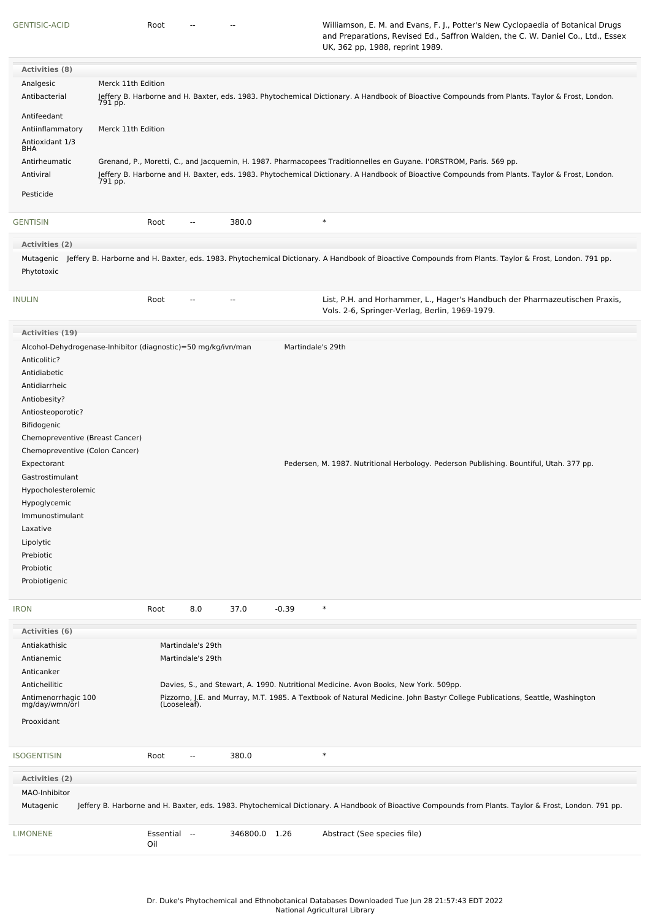| GENTISIC-ACID | Root | -- | -- | | Williamson, E. M. and Evans, F. J., Potter's New Cyclopaedia of Botanical Drugs and Preparations, Revised Ed., Saffron Walden, the C. W. Daniel Co., Ltd., Essex UK, 362 pp, 1988, reprint 1989. |
|---|---|---|---|---|---|

**Activities (8)**

| Activity | Reference |
|---|---|
| Analgesic | Merck 11th Edition |
| Antibacterial | Jeffery B. Harborne and H. Baxter, eds. 1983. Phytochemical Dictionary. A Handbook of Bioactive Compounds from Plants. Taylor & Frost, London. 791 pp. |
| Antifeedant | |
| Antiinflammatory | Merck 11th Edition |
| Antioxidant 1/3 BHA | |
| Antirheumatic | Grenand, P., Moretti, C., and Jacquemin, H. 1987. Pharmacopees Traditionnelles en Guyane. l'ORSTROM, Paris. 569 pp. |
| Antiviral | Jeffery B. Harborne and H. Baxter, eds. 1983. Phytochemical Dictionary. A Handbook of Bioactive Compounds from Plants. Taylor & Frost, London. 791 pp. |
| Pesticide | |

| GENTISIN | Root | -- | 380.0 | | * |
|---|---|---|---|---|---|

**Activities (2)**

| Activity | Reference |
|---|---|
| Mutagenic | Jeffery B. Harborne and H. Baxter, eds. 1983. Phytochemical Dictionary. A Handbook of Bioactive Compounds from Plants. Taylor & Frost, London. 791 pp. |
| Phytotoxic | |

| INULIN | Root | -- | -- | | List, P.H. and Horhammer, L., Hager's Handbuch der Pharmazeutischen Praxis, Vols. 2-6, Springer-Verlag, Berlin, 1969-1979. |
|---|---|---|---|---|---|

**Activities (19)**

| Activity | Reference |
|---|---|
| Alcohol-Dehydrogenase-Inhibitor (diagnostic)=50 mg/kg/ivn/man | Martindale's 29th |
| Anticolitic? | |
| Antidiabetic | |
| Antidiarrheic | |
| Antiobesity? | |
| Antiosteoporotic? | |
| Bifidogenic | |
| Chemopreventive (Breast Cancer) | |
| Chemopreventive (Colon Cancer) | |
| Expectorant | Pedersen, M. 1987. Nutritional Herbology. Pederson Publishing. Bountiful, Utah. 377 pp. |
| Gastrostimulant | |
| Hypocholesterolemic | |
| Hypoglycemic | |
| Immunostimulant | |
| Laxative | |
| Lipolytic | |
| Prebiotic | |
| Probiotic | |
| Probiotigenic | |

| IRON | Root | 8.0 | 37.0 | -0.39 | * |
|---|---|---|---|---|---|

**Activities (6)**

| Activity | Reference |
|---|---|
| Antiakathisic | Martindale's 29th |
| Antianemic | Martindale's 29th |
| Anticanker | |
| Anticheilitic | Davies, S., and Stewart, A. 1990. Nutritional Medicine. Avon Books, New York. 509pp. |
| Antimenorrhagic 100 mg/day/wmn/orl | Pizzorno, J.E. and Murray, M.T. 1985. A Textbook of Natural Medicine. John Bastyr College Publications, Seattle, Washington (Looseleaf). |
| Prooxidant | |

| ISOGENTISIN | Root | -- | 380.0 | | * |
|---|---|---|---|---|---|

**Activities (2)**

| Activity | Reference |
|---|---|
| MAO-Inhibitor | |
| Mutagenic | Jeffery B. Harborne and H. Baxter, eds. 1983. Phytochemical Dictionary. A Handbook of Bioactive Compounds from Plants. Taylor & Frost, London. 791 pp. |

| LIMONENE | Essential Oil | -- | 346800.0 | 1.26 | Abstract (See species file) |
|---|---|---|---|---|---|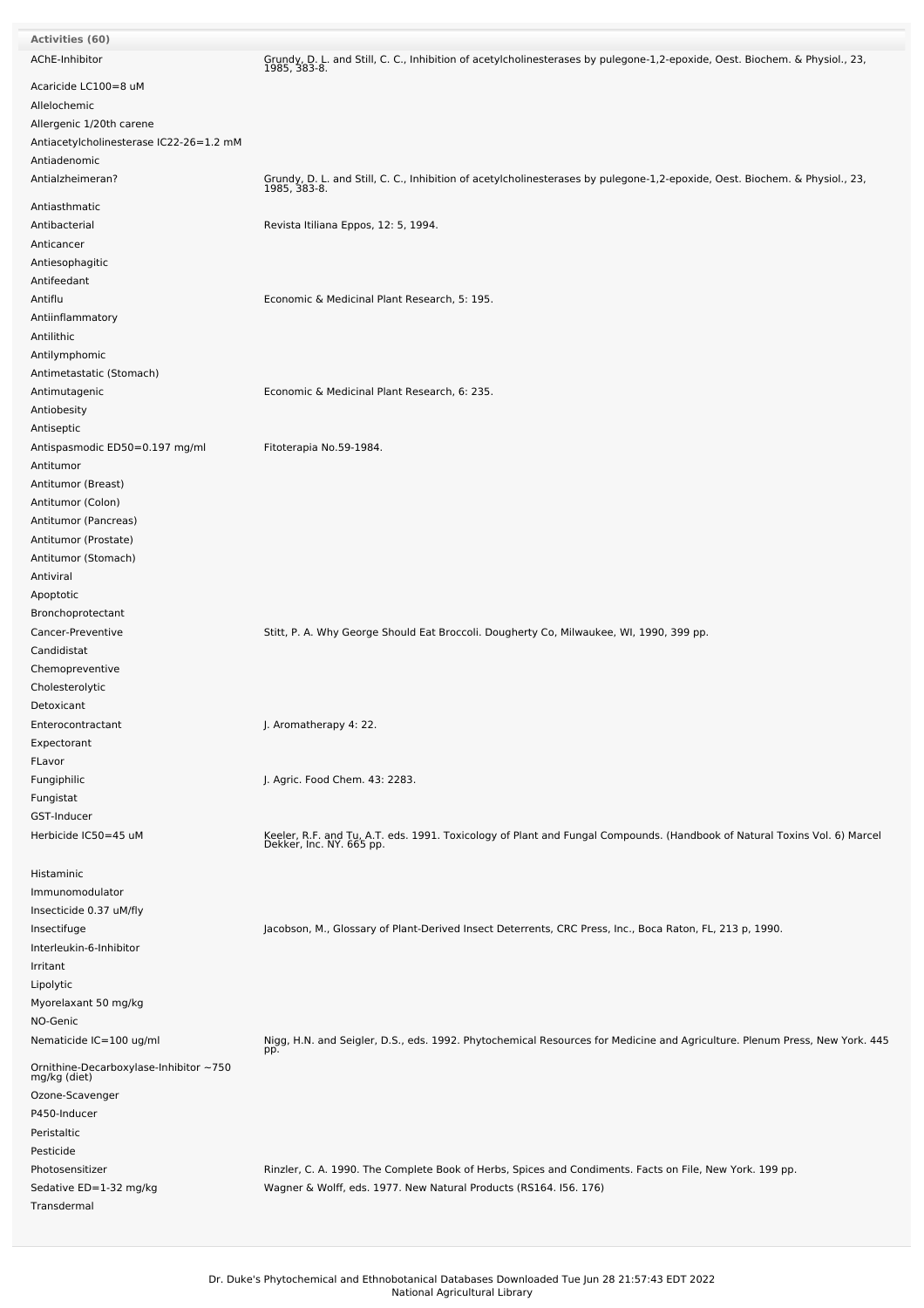| Activities (60) | |
|---|---|
| AChE-Inhibitor | Grundy, D. L. and Still, C. C., Inhibition of acetylcholinesterases by pulegone-1,2-epoxide, Oest. Biochem. & Physiol., 23, 1985, 383-8. |
| Acaricide LC100=8 uM | |
| Allelochemic | |
| Allergenic 1/20th carene | |
| Antiacetylcholinesterase IC22-26=1.2 mM | |
| Antiadenomic | |
| Antialzheimeran? | Grundy, D. L. and Still, C. C., Inhibition of acetylcholinesterases by pulegone-1,2-epoxide, Oest. Biochem. & Physiol., 23, 1985, 383-8. |
| Antiasthmatic | |
| Antibacterial | Revista Itiliana Eppos, 12: 5, 1994. |
| Anticancer | |
| Antiesophagitic | |
| Antifeedant | |
| Antiflu | Economic & Medicinal Plant Research, 5: 195. |
| Antiinflammatory | |
| Antilithic | |
| Antilymphomic | |
| Antimetastatic (Stomach) | |
| Antimutagenic | Economic & Medicinal Plant Research, 6: 235. |
| Antiobesity | |
| Antiseptic | |
| Antispasmodic ED50=0.197 mg/ml | Fitoterapia No.59-1984. |
| Antitumor | |
| Antitumor (Breast) | |
| Antitumor (Colon) | |
| Antitumor (Pancreas) | |
| Antitumor (Prostate) | |
| Antitumor (Stomach) | |
| Antiviral | |
| Apoptotic | |
| Bronchoprotectant | |
| Cancer-Preventive | Stitt, P. A. Why George Should Eat Broccoli. Dougherty Co, Milwaukee, WI, 1990, 399 pp. |
| Candidistat | |
| Chemopreventive | |
| Cholesterolytic | |
| Detoxicant | |
| Enterocontractant | J. Aromatherapy 4: 22. |
| Expectorant | |
| FLavor | |
| Fungiphilic | J. Agric. Food Chem. 43: 2283. |
| Fungistat | |
| GST-Inducer | |
| Herbicide IC50=45 uM | Keeler, R.F. and Tu, A.T. eds. 1991. Toxicology of Plant and Fungal Compounds. (Handbook of Natural Toxins Vol. 6) Marcel Dekker, Inc. NY. 665 pp. |
| Histaminic | |
| Immunomodulator | |
| Insecticide 0.37 uM/fly | |
| Insectifuge | Jacobson, M., Glossary of Plant-Derived Insect Deterrents, CRC Press, Inc., Boca Raton, FL, 213 p, 1990. |
| Interleukin-6-Inhibitor | |
| Irritant | |
| Lipolytic | |
| Myorelaxant 50 mg/kg | |
| NO-Genic | |
| Nematicide IC=100 ug/ml | Nigg, H.N. and Seigler, D.S., eds. 1992. Phytochemical Resources for Medicine and Agriculture. Plenum Press, New York. 445 pp. |
| Ornithine-Decarboxylase-Inhibitor ~750 mg/kg (diet) | |
| Ozone-Scavenger | |
| P450-Inducer | |
| Peristaltic | |
| Pesticide | |
| Photosensitizer | Rinzler, C. A. 1990. The Complete Book of Herbs, Spices and Condiments. Facts on File, New York. 199 pp. |
| Sedative ED=1-32 mg/kg | Wagner & Wolff, eds. 1977. New Natural Products (RS164. I56. 176) |
| Transdermal | |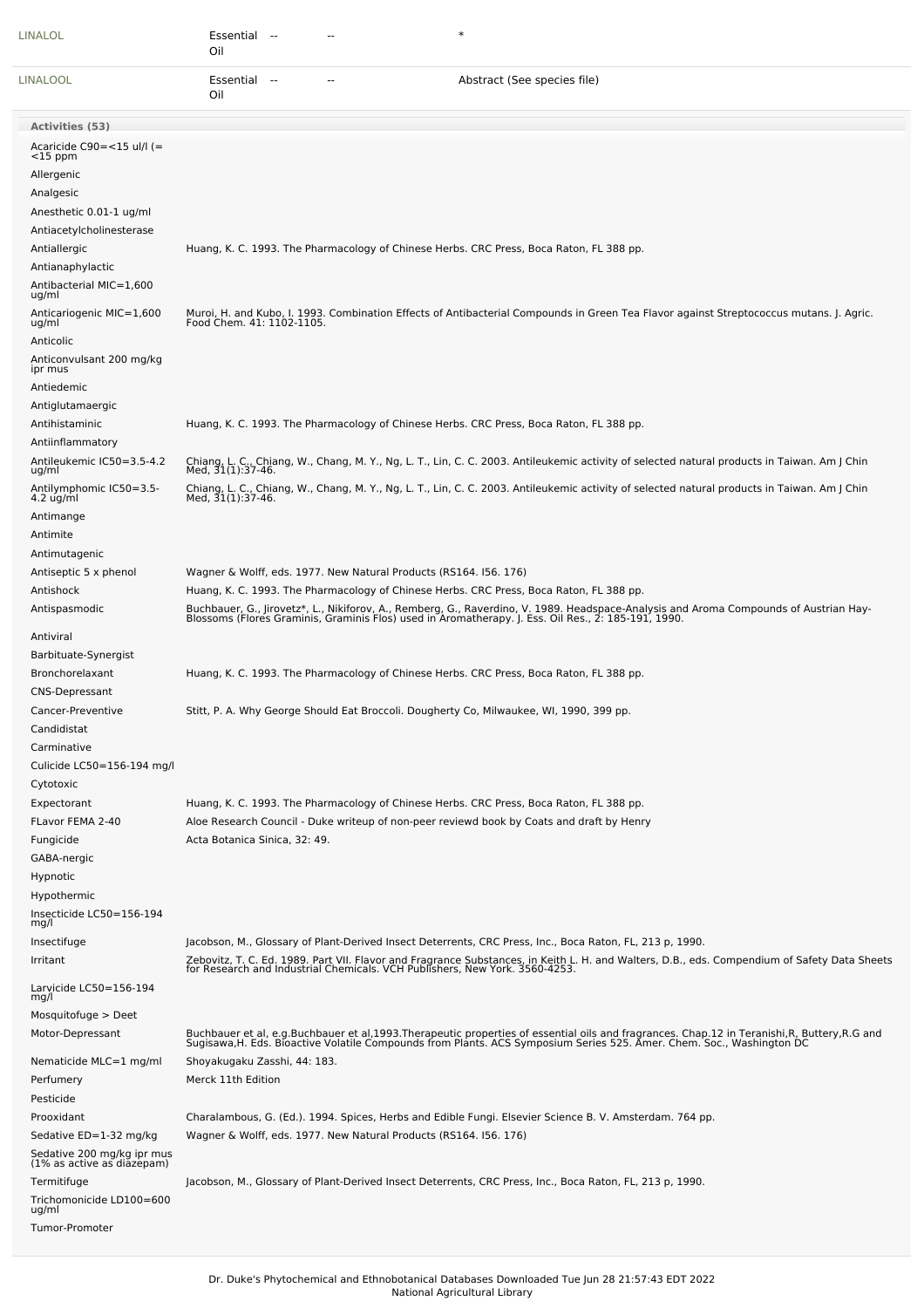| LINALOL | Essential Oil | -- | -- | * |
|---|---|---|---|---|
| LINALOOL | Essential Oil | -- | -- | Abstract (See species file) |

**Activities (53)**

| Activity | Reference |
|---|---|
| Acaricide C90=<15 ul/l (=<15 ppm | |
| Allergenic | |
| Analgesic | |
| Anesthetic 0.01-1 ug/ml | |
| Antiacetylcholinesterase | |
| Antiallergic | Huang, K. C. 1993. The Pharmacology of Chinese Herbs. CRC Press, Boca Raton, FL 388 pp. |
| Antianaphylactic | |
| Antibacterial MIC=1,600 ug/ml | |
| Anticariogenic MIC=1,600 ug/ml | Muroi, H. and Kubo, I. 1993. Combination Effects of Antibacterial Compounds in Green Tea Flavor against Streptococcus mutans. J. Agric. Food Chem. 41: 1102-1105. |
| Anticolic | |
| Anticonvulsant 200 mg/kg ipr mus | |
| Antiedemic | |
| Antiglutamaergic | |
| Antihistaminic | Huang, K. C. 1993. The Pharmacology of Chinese Herbs. CRC Press, Boca Raton, FL 388 pp. |
| Antiinflammatory | |
| Antileukemic IC50=3.5-4.2 ug/ml | Chiang, L. C., Chiang, W., Chang, M. Y., Ng, L. T., Lin, C. C. 2003. Antileukemic activity of selected natural products in Taiwan. Am J Chin Med, 31(1):37-46. |
| Antilymphomic IC50=3.5-4.2 ug/ml | Chiang, L. C., Chiang, W., Chang, M. Y., Ng, L. T., Lin, C. C. 2003. Antileukemic activity of selected natural products in Taiwan. Am J Chin Med, 31(1):37-46. |
| Antimange | |
| Antimite | |
| Antimutagenic | |
| Antiseptic 5 x phenol | Wagner & Wolff, eds. 1977. New Natural Products (RS164. I56. 176) |
| Antishock | Huang, K. C. 1993. The Pharmacology of Chinese Herbs. CRC Press, Boca Raton, FL 388 pp. |
| Antispasmodic | Buchbauer, G., Jirovetz*, L., Nikiforov, A., Remberg, G., Raverdino, V. 1989. Headspace-Analysis and Aroma Compounds of Austrian Hay-Blossoms (Flores Graminis, Graminis Flos) used in Aromatherapy. J. Ess. Oil Res., 2: 185-191, 1990. |
| Antiviral | |
| Barbituate-Synergist | |
| Bronchorelaxant | Huang, K. C. 1993. The Pharmacology of Chinese Herbs. CRC Press, Boca Raton, FL 388 pp. |
| CNS-Depressant | |
| Cancer-Preventive | Stitt, P. A. Why George Should Eat Broccoli. Dougherty Co, Milwaukee, WI, 1990, 399 pp. |
| Candidistat | |
| Carminative | |
| Culicide LC50=156-194 mg/l | |
| Cytotoxic | |
| Expectorant | Huang, K. C. 1993. The Pharmacology of Chinese Herbs. CRC Press, Boca Raton, FL 388 pp. |
| FLavor FEMA 2-40 | Aloe Research Council - Duke writeup of non-peer reviewd book by Coats and draft by Henry |
| Fungicide | Acta Botanica Sinica, 32: 49. |
| GABA-nergic | |
| Hypnotic | |
| Hypothermic | |
| Insecticide LC50=156-194 mg/l | |
| Insectifuge | Jacobson, M., Glossary of Plant-Derived Insect Deterrents, CRC Press, Inc., Boca Raton, FL, 213 p, 1990. |
| Irritant | Zebovitz, T. C. Ed. 1989. Part VII. Flavor and Fragrance Substances, in Keith L. H. and Walters, D.B., eds. Compendium of Safety Data Sheets for Research and Industrial Chemicals. VCH Publishers, New York. 3560-4253. |
| Larvicide LC50=156-194 mg/l | |
| Mosquitofuge > Deet | |
| Motor-Depressant | Buchbauer et al, e.g.Buchbauer et al,1993.Therapeutic properties of essential oils and fragrances. Chap.12 in Teranishi,R, Buttery,R.G and Sugisawa,H. Eds. Bioactive Volatile Compounds from Plants. ACS Symposium Series 525. Amer. Chem. Soc., Washington DC |
| Nematicide MLC=1 mg/ml | Shoyakugaku Zasshi, 44: 183. |
| Perfumery | Merck 11th Edition |
| Pesticide | |
| Prooxidant | Charalambous, G. (Ed.). 1994. Spices, Herbs and Edible Fungi. Elsevier Science B. V. Amsterdam. 764 pp. |
| Sedative ED=1-32 mg/kg | Wagner & Wolff, eds. 1977. New Natural Products (RS164. I56. 176) |
| Sedative 200 mg/kg ipr mus (1% as active as diazepam) | |
| Termitifuge | Jacobson, M., Glossary of Plant-Derived Insect Deterrents, CRC Press, Inc., Boca Raton, FL, 213 p, 1990. |
| Trichomonicide LD100=600 ug/ml | |
| Tumor-Promoter | |

Dr. Duke's Phytochemical and Ethnobotanical Databases Downloaded Tue Jun 28 21:57:43 EDT 2022
National Agricultural Library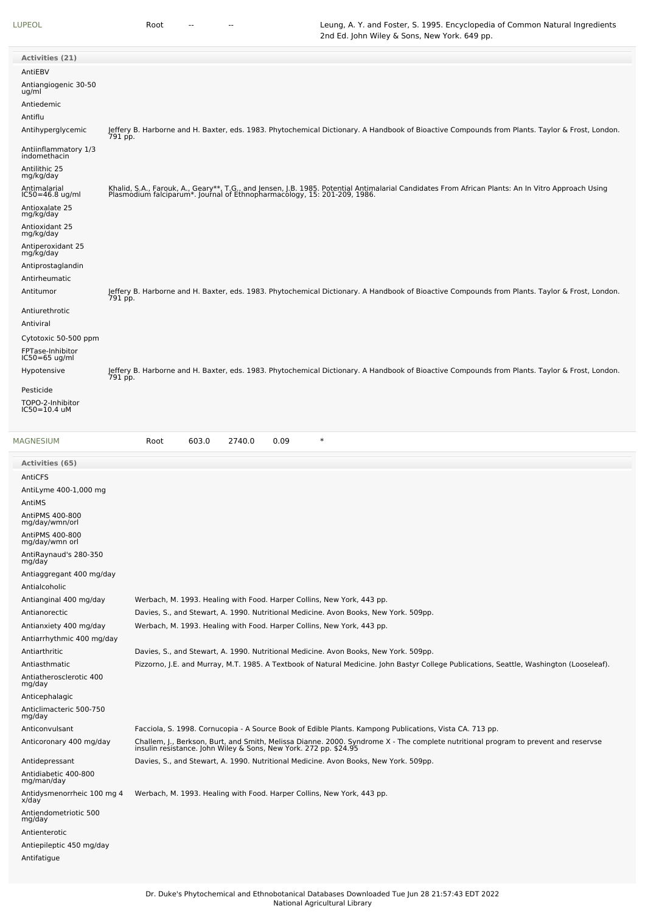| LUPEOL | Root | -- | -- | Leung, A. Y. and Foster, S. 1995. Encyclopedia of Common Natural Ingredients 2nd Ed. John Wiley & Sons, New York. 649 pp. |
|---|---|---|---|---|

**Activities (21)**

| Activity | Reference |
|---|---|
| AntiEBV | |
| Antiangiogenic 30-50 ug/ml | |
| Antiedemic | |
| Antiflu | |
| Antihyperglycemic | Jeffery B. Harborne and H. Baxter, eds. 1983. Phytochemical Dictionary. A Handbook of Bioactive Compounds from Plants. Taylor & Frost, London. 791 pp. |
| Antiinflammatory 1/3 indomethacin | |
| Antilithic 25 mg/kg/day | |
| Antimalarial IC50=46.8 ug/ml | Khalid, S.A., Farouk, A., Geary**, T.G., and Jensen, J.B. 1985. Potential Antimalarial Candidates From African Plants: An In Vitro Approach Using Plasmodium falciparum*. Journal of Ethnopharmacology, 15: 201-209, 1986. |
| Antioxalate 25 mg/kg/day | |
| Antioxidant 25 mg/kg/day | |
| Antiperoxidant 25 mg/kg/day | |
| Antiprostaglandin | |
| Antirheumatic | |
| Antitumor | Jeffery B. Harborne and H. Baxter, eds. 1983. Phytochemical Dictionary. A Handbook of Bioactive Compounds from Plants. Taylor & Frost, London. 791 pp. |
| Antiurethrotic | |
| Antiviral | |
| Cytotoxic 50-500 ppm | |
| FPTase-Inhibitor IC50=65 ug/ml | |
| Hypotensive | Jeffery B. Harborne and H. Baxter, eds. 1983. Phytochemical Dictionary. A Handbook of Bioactive Compounds from Plants. Taylor & Frost, London. 791 pp. |
| Pesticide | |
| TOPO-2-Inhibitor IC50=10.4 uM | |

| MAGNESIUM | Root | 603.0 | 2740.0 | 0.09 | * |
|---|---|---|---|---|---|

**Activities (65)**

| Activity | Reference |
|---|---|
| AntiCFS | |
| AntiLyme 400-1,000 mg | |
| AntiMS | |
| AntiPMS 400-800 mg/day/wmn/orl | |
| AntiPMS 400-800 mg/day/wmn orl | |
| AntiRaynaud's 280-350 mg/day | |
| Antiaggregant 400 mg/day | |
| Antialcoholic | |
| Antianginal 400 mg/day | Werbach, M. 1993. Healing with Food. Harper Collins, New York, 443 pp. |
| Antianorectic | Davies, S., and Stewart, A. 1990. Nutritional Medicine. Avon Books, New York. 509pp. |
| Antianxiety 400 mg/day | Werbach, M. 1993. Healing with Food. Harper Collins, New York, 443 pp. |
| Antiarrhythmic 400 mg/day | |
| Antiarthritic | Davies, S., and Stewart, A. 1990. Nutritional Medicine. Avon Books, New York. 509pp. |
| Antiasthmatic | Pizzorno, J.E. and Murray, M.T. 1985. A Textbook of Natural Medicine. John Bastyr College Publications, Seattle, Washington (Looseleaf). |
| Antiatherosclerotic 400 mg/day | |
| Anticephalagic | |
| Anticlimacteric 500-750 mg/day | |
| Anticonvulsant | Facciola, S. 1998. Cornucopia - A Source Book of Edible Plants. Kampong Publications, Vista CA. 713 pp. |
| Anticoronary 400 mg/day | Challem, J., Berkson, Burt, and Smith, Melissa Dianne. 2000. Syndrome X - The complete nutritional program to prevent and reservse insulin resistance. John Wiley & Sons, New York. 272 pp. $24.95 |
| Antidepressant | Davies, S., and Stewart, A. 1990. Nutritional Medicine. Avon Books, New York. 509pp. |
| Antidiabetic 400-800 mg/man/day | |
| Antidysmenorrheic 100 mg 4 x/day | Werbach, M. 1993. Healing with Food. Harper Collins, New York, 443 pp. |
| Antiendometriotic 500 mg/day | |
| Antienterotic | |
| Antiepileptic 450 mg/day | |
| Antifatigue | |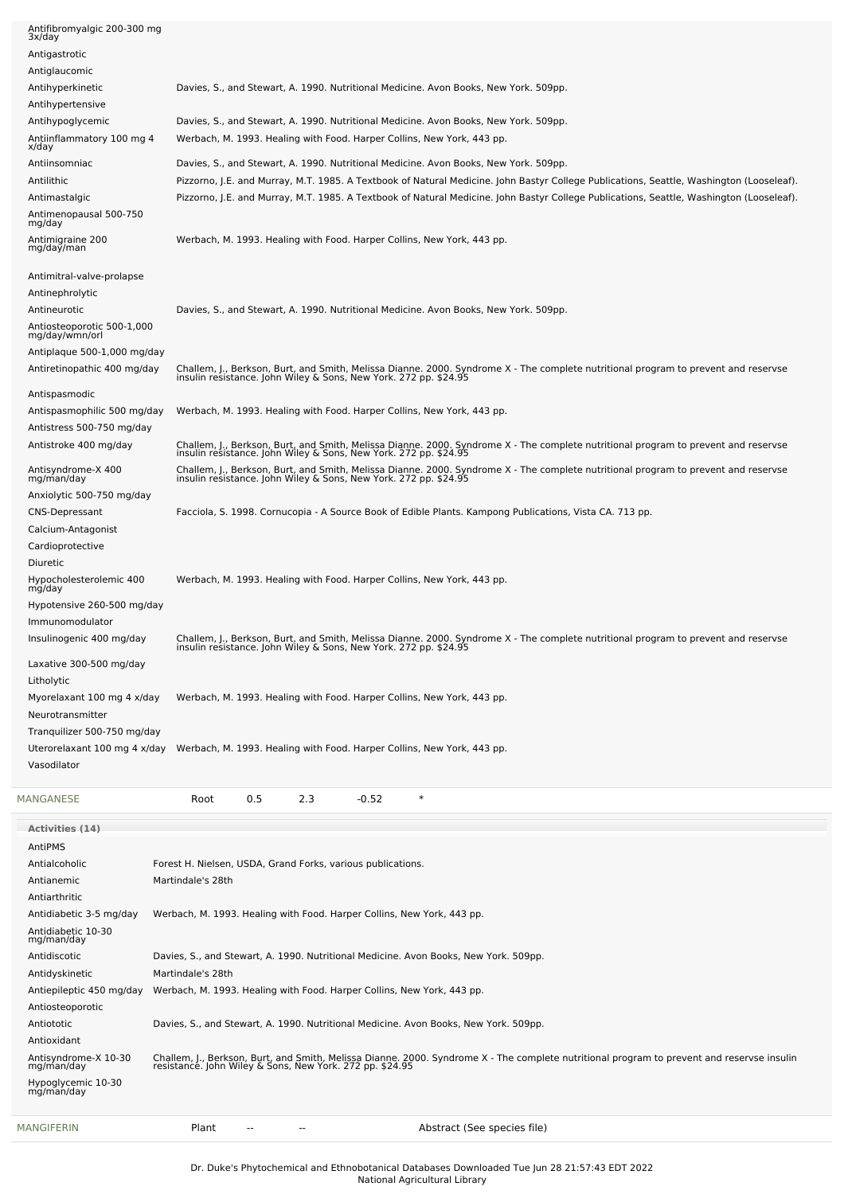| Activity | Reference |
|---|---|
| Antifibromyalgic 200-300 mg 3x/day | |
| Antigastrotic | |
| Antiglaucomic | |
| Antihyperkinetic | Davies, S., and Stewart, A. 1990. Nutritional Medicine. Avon Books, New York. 509pp. |
| Antihypertensive | |
| Antihypoglycemic | Davies, S., and Stewart, A. 1990. Nutritional Medicine. Avon Books, New York. 509pp. |
| Antiinflammatory 100 mg 4 x/day | Werbach, M. 1993. Healing with Food. Harper Collins, New York, 443 pp. |
| Antiinsomniac | Davies, S., and Stewart, A. 1990. Nutritional Medicine. Avon Books, New York. 509pp. |
| Antilithic | Pizzorno, J.E. and Murray, M.T. 1985. A Textbook of Natural Medicine. John Bastyr College Publications, Seattle, Washington (Looseleaf). |
| Antimastalgic | Pizzorno, J.E. and Murray, M.T. 1985. A Textbook of Natural Medicine. John Bastyr College Publications, Seattle, Washington (Looseleaf). |
| Antimenopausal 500-750 mg/day | |
| Antimigraine 200 mg/day/man | Werbach, M. 1993. Healing with Food. Harper Collins, New York, 443 pp. |
| Antimitral-valve-prolapse | |
| Antinephrolytic | |
| Antineurotic | Davies, S., and Stewart, A. 1990. Nutritional Medicine. Avon Books, New York. 509pp. |
| Antiosteoporotic 500-1,000 mg/day/wmn/orl | |
| Antiplaque 500-1,000 mg/day | |
| Antiretinopathic 400 mg/day | Challem, J., Berkson, Burt, and Smith, Melissa Dianne. 2000. Syndrome X - The complete nutritional program to prevent and reservse insulin resistance. John Wiley & Sons, New York. 272 pp. $24.95 |
| Antispasmodic | |
| Antispasmophilic 500 mg/day | Werbach, M. 1993. Healing with Food. Harper Collins, New York, 443 pp. |
| Antistress 500-750 mg/day | |
| Antistroke 400 mg/day | Challem, J., Berkson, Burt, and Smith, Melissa Dianne. 2000. Syndrome X - The complete nutritional program to prevent and reservse insulin resistance. John Wiley & Sons, New York. 272 pp. $24.95 |
| Antisyndrome-X 400 mg/man/day | Challem, J., Berkson, Burt, and Smith, Melissa Dianne. 2000. Syndrome X - The complete nutritional program to prevent and reservse insulin resistance. John Wiley & Sons, New York. 272 pp. $24.95 |
| Anxiolytic 500-750 mg/day | |
| CNS-Depressant | Facciola, S. 1998. Cornucopia - A Source Book of Edible Plants. Kampong Publications, Vista CA. 713 pp. |
| Calcium-Antagonist | |
| Cardioprotective | |
| Diuretic | |
| Hypocholesterolemic 400 mg/day | Werbach, M. 1993. Healing with Food. Harper Collins, New York, 443 pp. |
| Hypotensive 260-500 mg/day | |
| Immunomodulator | |
| Insulinogenic 400 mg/day | Challem, J., Berkson, Burt, and Smith, Melissa Dianne. 2000. Syndrome X - The complete nutritional program to prevent and reservse insulin resistance. John Wiley & Sons, New York. 272 pp. $24.95 |
| Laxative 300-500 mg/day | |
| Litholytic | |
| Myorelaxant 100 mg 4 x/day | Werbach, M. 1993. Healing with Food. Harper Collins, New York, 443 pp. |
| Neurotransmitter | |
| Tranquilizer 500-750 mg/day | |
| Uterorelaxant 100 mg 4 x/day | Werbach, M. 1993. Healing with Food. Harper Collins, New York, 443 pp. |
| Vasodilator | |

| Chemical | Part | Low | High | SD | |
|---|---|---|---|---|---|
| MANGANESE | Root | 0.5 | 2.3 | -0.52 | * |

**Activities (14)**

| Activity | Reference |
|---|---|
| AntiPMS | |
| Antialcoholic | Forest H. Nielsen, USDA, Grand Forks, various publications. |
| Antianemic | Martindale's 28th |
| Antiarthritic | |
| Antidiabetic 3-5 mg/day | Werbach, M. 1993. Healing with Food. Harper Collins, New York, 443 pp. |
| Antidiabetic 10-30 mg/man/day | |
| Antidiscotic | Davies, S., and Stewart, A. 1990. Nutritional Medicine. Avon Books, New York. 509pp. |
| Antidyskinetic | Martindale's 28th |
| Antiepileptic 450 mg/day | Werbach, M. 1993. Healing with Food. Harper Collins, New York, 443 pp. |
| Antiosteoporotic | |
| Antiototic | Davies, S., and Stewart, A. 1990. Nutritional Medicine. Avon Books, New York. 509pp. |
| Antioxidant | |
| Antisyndrome-X 10-30 mg/man/day | Challem, J., Berkson, Burt, and Smith, Melissa Dianne. 2000. Syndrome X - The complete nutritional program to prevent and reservse insulin resistance. John Wiley & Sons, New York. 272 pp. $24.95 |
| Hypoglycemic 10-30 mg/man/day | |

| Chemical | Part | Low | High | SD | |
|---|---|---|---|---|---|
| MANGIFERIN | Plant | -- | -- | | Abstract (See species file) |

Dr. Duke's Phytochemical and Ethnobotanical Databases Downloaded Tue Jun 28 21:57:43 EDT 2022
National Agricultural Library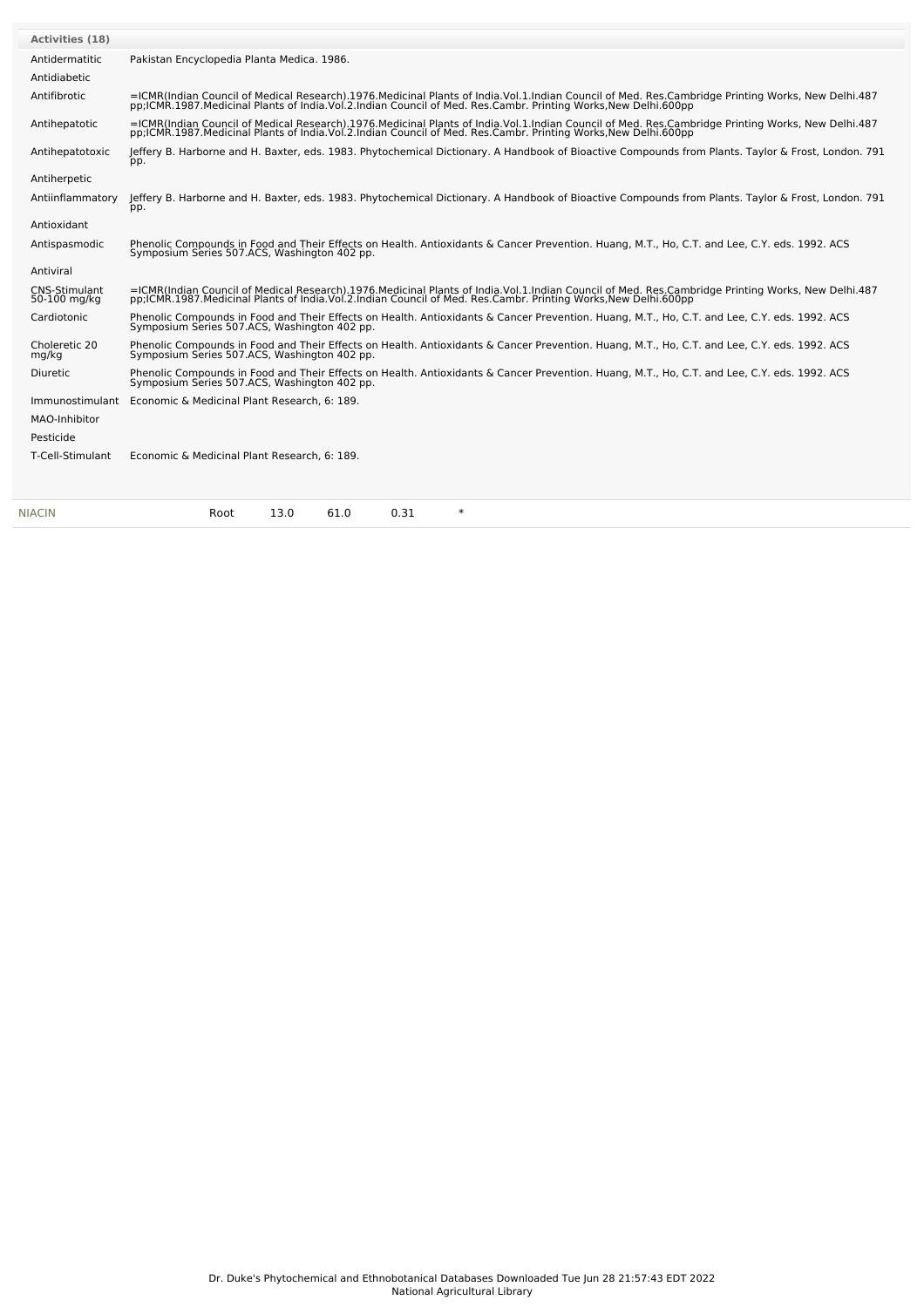| Activities (18) | |
|---|---|
| Antidermatitic | Pakistan Encyclopedia Planta Medica. 1986. |
| Antidiabetic | |
| Antifibrotic | =ICMR(Indian Council of Medical Research).1976.Medicinal Plants of India.Vol.1.Indian Council of Med. Res.Cambridge Printing Works, New Delhi.487 pp;ICMR.1987.Medicinal Plants of India.Vol.2.Indian Council of Med. Res.Cambr. Printing Works,New Delhi.600pp |
| Antihepatotic | =ICMR(Indian Council of Medical Research).1976.Medicinal Plants of India.Vol.1.Indian Council of Med. Res.Cambridge Printing Works, New Delhi.487 pp;ICMR.1987.Medicinal Plants of India.Vol.2.Indian Council of Med. Res.Cambr. Printing Works,New Delhi.600pp |
| Antihepatotoxic | Jeffery B. Harborne and H. Baxter, eds. 1983. Phytochemical Dictionary. A Handbook of Bioactive Compounds from Plants. Taylor & Frost, London. 791 pp. |
| Antiherpetic | |
| Antiinflammatory | Jeffery B. Harborne and H. Baxter, eds. 1983. Phytochemical Dictionary. A Handbook of Bioactive Compounds from Plants. Taylor & Frost, London. 791 pp. |
| Antioxidant | |
| Antispasmodic | Phenolic Compounds in Food and Their Effects on Health. Antioxidants & Cancer Prevention. Huang, M.T., Ho, C.T. and Lee, C.Y. eds. 1992. ACS Symposium Series 507.ACS, Washington 402 pp. |
| Antiviral | |
| CNS-Stimulant 50-100 mg/kg | =ICMR(Indian Council of Medical Research).1976.Medicinal Plants of India.Vol.1.Indian Council of Med. Res.Cambridge Printing Works, New Delhi.487 pp;ICMR.1987.Medicinal Plants of India.Vol.2.Indian Council of Med. Res.Cambr. Printing Works,New Delhi.600pp |
| Cardiotonic | Phenolic Compounds in Food and Their Effects on Health. Antioxidants & Cancer Prevention. Huang, M.T., Ho, C.T. and Lee, C.Y. eds. 1992. ACS Symposium Series 507.ACS, Washington 402 pp. |
| Choleretic 20 mg/kg | Phenolic Compounds in Food and Their Effects on Health. Antioxidants & Cancer Prevention. Huang, M.T., Ho, C.T. and Lee, C.Y. eds. 1992. ACS Symposium Series 507.ACS, Washington 402 pp. |
| Diuretic | Phenolic Compounds in Food and Their Effects on Health. Antioxidants & Cancer Prevention. Huang, M.T., Ho, C.T. and Lee, C.Y. eds. 1992. ACS Symposium Series 507.ACS, Washington 402 pp. |
| Immunostimulant | Economic & Medicinal Plant Research, 6: 189. |
| MAO-Inhibitor | |
| Pesticide | |
| T-Cell-Stimulant | Economic & Medicinal Plant Research, 6: 189. |

| NIACIN | Root | 13.0 | 61.0 | 0.31 | * |
|---|---|---|---|---|---|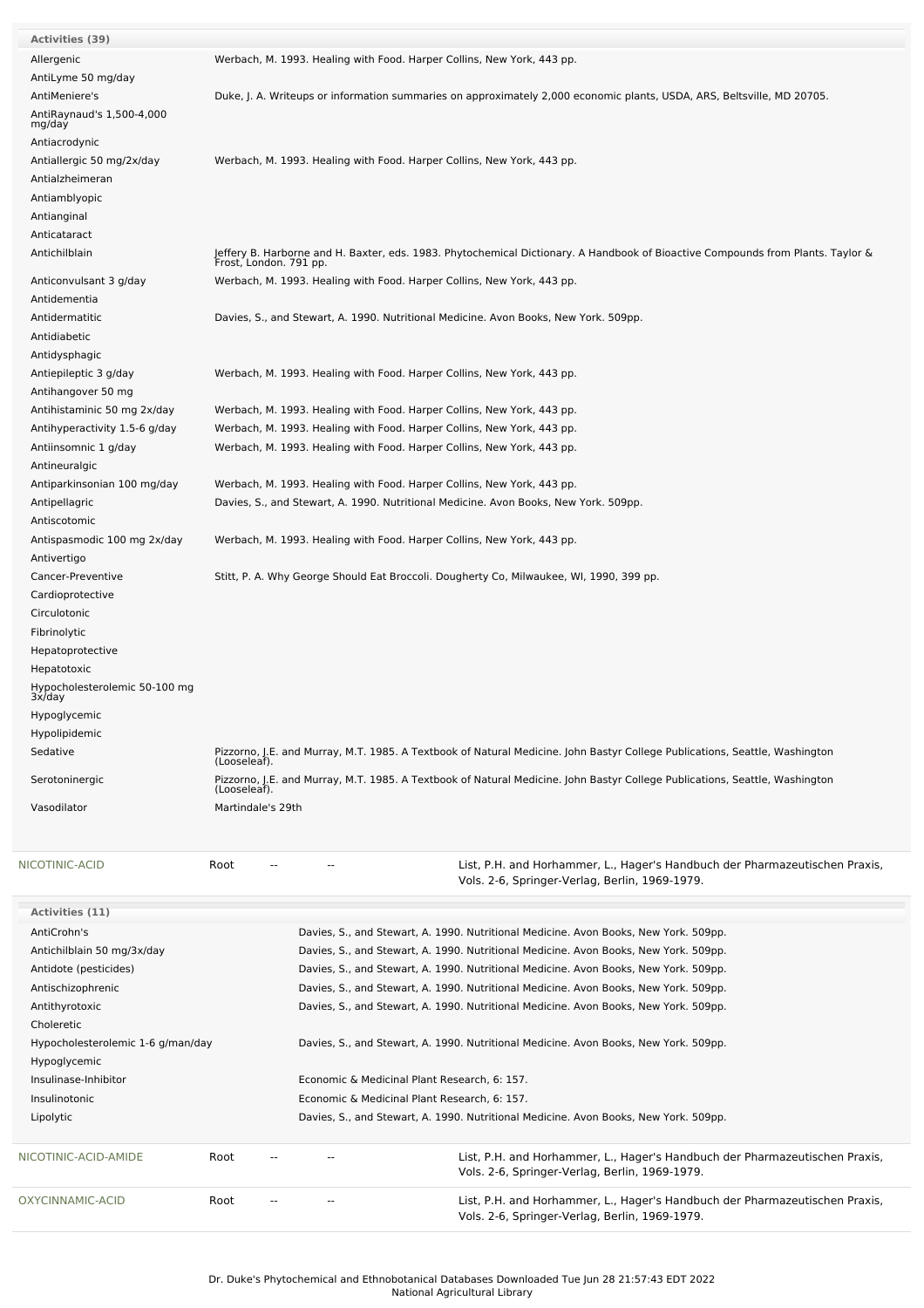| Activities (39) | |
|---|---|
| Allergenic | Werbach, M. 1993. Healing with Food. Harper Collins, New York, 443 pp. |
| AntiLyme 50 mg/day | |
| AntiMeniere's | Duke, J. A. Writeups or information summaries on approximately 2,000 economic plants, USDA, ARS, Beltsville, MD 20705. |
| AntiRaynaud's 1,500-4,000 mg/day | |
| Antiacrodynic | |
| Antiallergic 50 mg/2x/day | Werbach, M. 1993. Healing with Food. Harper Collins, New York, 443 pp. |
| Antialzheimeran | |
| Antiamblyopic | |
| Antianginal | |
| Anticataract | |
| Antichilblain | Jeffery B. Harborne and H. Baxter, eds. 1983. Phytochemical Dictionary. A Handbook of Bioactive Compounds from Plants. Taylor & Frost, London. 791 pp. |
| Anticonvulsant 3 g/day | Werbach, M. 1993. Healing with Food. Harper Collins, New York, 443 pp. |
| Antidementia | |
| Antidermatitic | Davies, S., and Stewart, A. 1990. Nutritional Medicine. Avon Books, New York. 509pp. |
| Antidiabetic | |
| Antidysphagic | |
| Antiepileptic 3 g/day | Werbach, M. 1993. Healing with Food. Harper Collins, New York, 443 pp. |
| Antihangover 50 mg | |
| Antihistaminic 50 mg 2x/day | Werbach, M. 1993. Healing with Food. Harper Collins, New York, 443 pp. |
| Antihyperactivity 1.5-6 g/day | Werbach, M. 1993. Healing with Food. Harper Collins, New York, 443 pp. |
| Antiinsomnic 1 g/day | Werbach, M. 1993. Healing with Food. Harper Collins, New York, 443 pp. |
| Antineuralgic | |
| Antiparkinsonian 100 mg/day | Werbach, M. 1993. Healing with Food. Harper Collins, New York, 443 pp. |
| Antipellagric | Davies, S., and Stewart, A. 1990. Nutritional Medicine. Avon Books, New York. 509pp. |
| Antiscotomic | |
| Antispasmodic 100 mg 2x/day | Werbach, M. 1993. Healing with Food. Harper Collins, New York, 443 pp. |
| Antivertigo | |
| Cancer-Preventive | Stitt, P. A. Why George Should Eat Broccoli. Dougherty Co, Milwaukee, WI, 1990, 399 pp. |
| Cardioprotective | |
| Circulotonic | |
| Fibrinolytic | |
| Hepatoprotective | |
| Hepatotoxic | |
| Hypocholesterolemic 50-100 mg 3x/day | |
| Hypoglycemic | |
| Hypolipidemic | |
| Sedative | Pizzorno, J.E. and Murray, M.T. 1985. A Textbook of Natural Medicine. John Bastyr College Publications, Seattle, Washington (Looseleaf). |
| Serotoninergic | Pizzorno, J.E. and Murray, M.T. 1985. A Textbook of Natural Medicine. John Bastyr College Publications, Seattle, Washington (Looseleaf). |
| Vasodilator | Martindale's 29th |

| NICOTINIC-ACID | Root | -- | -- | List, P.H. and Horhammer, L., Hager's Handbuch der Pharmazeutischen Praxis, Vols. 2-6, Springer-Verlag, Berlin, 1969-1979. |
|---|---|---|---|---|

| Activities (11) | |
|---|---|
| AntiCrohn's | Davies, S., and Stewart, A. 1990. Nutritional Medicine. Avon Books, New York. 509pp. |
| Antichilblain 50 mg/3x/day | Davies, S., and Stewart, A. 1990. Nutritional Medicine. Avon Books, New York. 509pp. |
| Antidote (pesticides) | Davies, S., and Stewart, A. 1990. Nutritional Medicine. Avon Books, New York. 509pp. |
| Antischizophrenic | Davies, S., and Stewart, A. 1990. Nutritional Medicine. Avon Books, New York. 509pp. |
| Antithyrotoxic | Davies, S., and Stewart, A. 1990. Nutritional Medicine. Avon Books, New York. 509pp. |
| Choleretic | |
| Hypocholesterolemic 1-6 g/man/day | Davies, S., and Stewart, A. 1990. Nutritional Medicine. Avon Books, New York. 509pp. |
| Hypoglycemic | |
| Insulinase-Inhibitor | Economic & Medicinal Plant Research, 6: 157. |
| Insulinotonic | Economic & Medicinal Plant Research, 6: 157. |
| Lipolytic | Davies, S., and Stewart, A. 1990. Nutritional Medicine. Avon Books, New York. 509pp. |

| NICOTINIC-ACID-AMIDE | Root | -- | -- | List, P.H. and Horhammer, L., Hager's Handbuch der Pharmazeutischen Praxis, Vols. 2-6, Springer-Verlag, Berlin, 1969-1979. |
|---|---|---|---|---|
| OXYCINNAMIC-ACID | Root | -- | -- | List, P.H. and Horhammer, L., Hager's Handbuch der Pharmazeutischen Praxis, Vols. 2-6, Springer-Verlag, Berlin, 1969-1979. |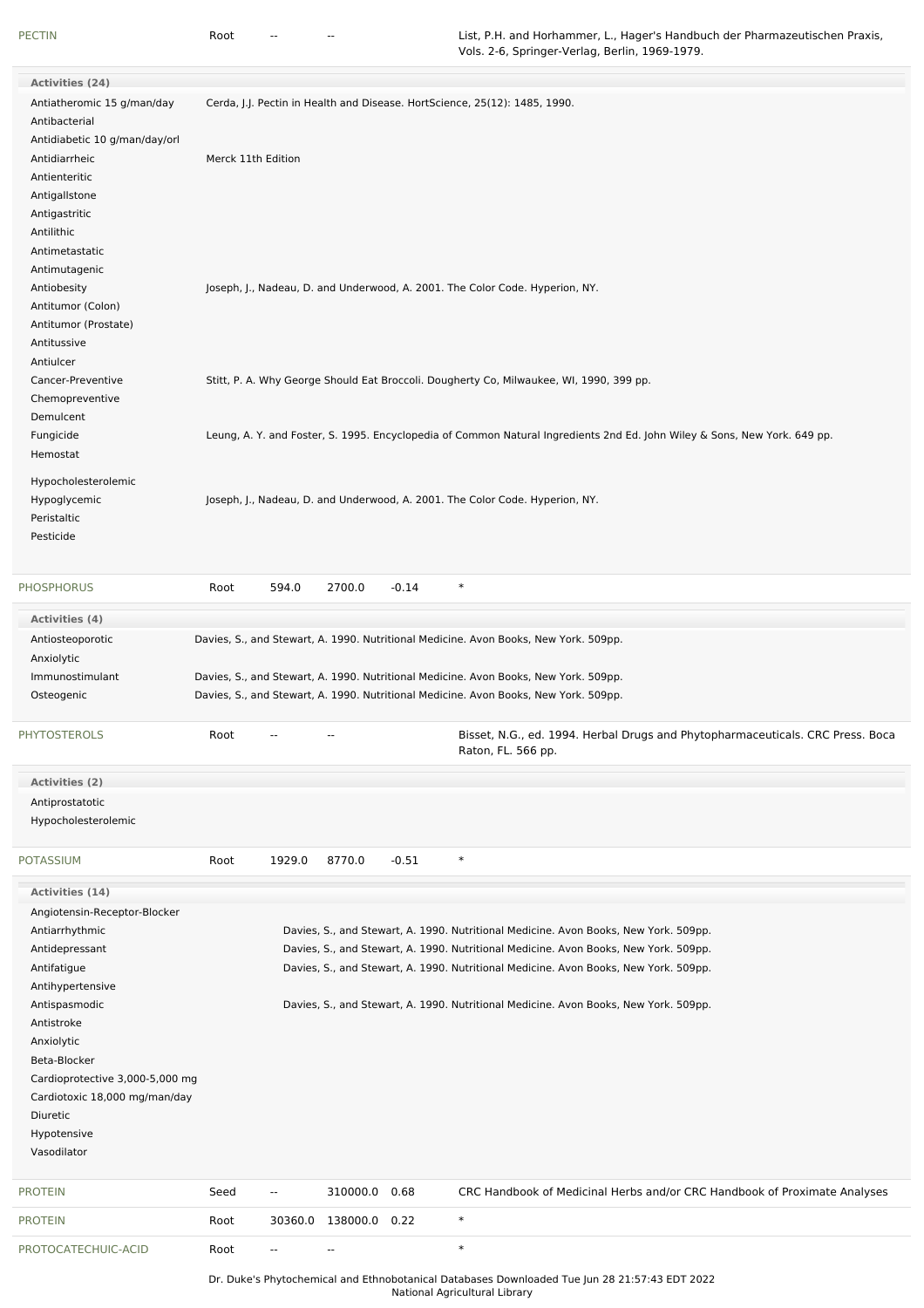| PECTIN | Root | -- | -- | | List, P.H. and Horhammer, L., Hager's Handbuch der Pharmazeutischen Praxis, Vols. 2-6, Springer-Verlag, Berlin, 1969-1979. |
|---|---|---|---|---|---|

**Activities (24)**

| Activity | Reference |
|---|---|
| Antiatheromic 15 g/man/day | Cerda, J.J. Pectin in Health and Disease. HortScience, 25(12): 1485, 1990. |
| Antibacterial | |
| Antidiabetic 10 g/man/day/orl | |
| Antidiarrheic | Merck 11th Edition |
| Antienteritic | |
| Antigallstone | |
| Antigastritic | |
| Antilithic | |
| Antimetastatic | |
| Antimutagenic | |
| Antiobesity | Joseph, J., Nadeau, D. and Underwood, A. 2001. The Color Code. Hyperion, NY. |
| Antitumor (Colon) | |
| Antitumor (Prostate) | |
| Antitussive | |
| Antiulcer | |
| Cancer-Preventive | Stitt, P. A. Why George Should Eat Broccoli. Dougherty Co, Milwaukee, WI, 1990, 399 pp. |
| Chemopreventive | |
| Demulcent | |
| Fungicide | Leung, A. Y. and Foster, S. 1995. Encyclopedia of Common Natural Ingredients 2nd Ed. John Wiley & Sons, New York. 649 pp. |
| Hemostat | |
| Hypocholesterolemic | |
| Hypoglycemic | Joseph, J., Nadeau, D. and Underwood, A. 2001. The Color Code. Hyperion, NY. |
| Peristaltic | |
| Pesticide | |

| PHOSPHORUS | Root | 594.0 | 2700.0 | -0.14 | * |
|---|---|---|---|---|---|

**Activities (4)**

| Activity | Reference |
|---|---|
| Antiosteoporotic | Davies, S., and Stewart, A. 1990. Nutritional Medicine. Avon Books, New York. 509pp. |
| Anxiolytic | |
| Immunostimulant | Davies, S., and Stewart, A. 1990. Nutritional Medicine. Avon Books, New York. 509pp. |
| Osteogenic | Davies, S., and Stewart, A. 1990. Nutritional Medicine. Avon Books, New York. 509pp. |

| PHYTOSTEROLS | Root | -- | -- | | Bisset, N.G., ed. 1994. Herbal Drugs and Phytopharmaceuticals. CRC Press. Boca Raton, FL. 566 pp. |
|---|---|---|---|---|---|

**Activities (2)**

- Antiprostatotic
- Hypocholesterolemic

| POTASSIUM | Root | 1929.0 | 8770.0 | -0.51 | * |
|---|---|---|---|---|---|

**Activities (14)**

| Activity | Reference |
|---|---|
| Angiotensin-Receptor-Blocker | |
| Antiarrhythmic | Davies, S., and Stewart, A. 1990. Nutritional Medicine. Avon Books, New York. 509pp. |
| Antidepressant | Davies, S., and Stewart, A. 1990. Nutritional Medicine. Avon Books, New York. 509pp. |
| Antifatigue | Davies, S., and Stewart, A. 1990. Nutritional Medicine. Avon Books, New York. 509pp. |
| Antihypertensive | |
| Antispasmodic | Davies, S., and Stewart, A. 1990. Nutritional Medicine. Avon Books, New York. 509pp. |
| Antistroke | |
| Anxiolytic | |
| Beta-Blocker | |
| Cardioprotective 3,000-5,000 mg | |
| Cardiotoxic 18,000 mg/man/day | |
| Diuretic | |
| Hypotensive | |
| Vasodilator | |

| Chemical | Part | Low PPM | High PPM | StdDev | Reference |
|---|---|---|---|---|---|
| PROTEIN | Seed | -- | 310000.0 | 0.68 | CRC Handbook of Medicinal Herbs and/or CRC Handbook of Proximate Analyses |
| PROTEIN | Root | 30360.0 | 138000.0 | 0.22 | * |
| PROTOCATECHUIC-ACID | Root | -- | -- | | * |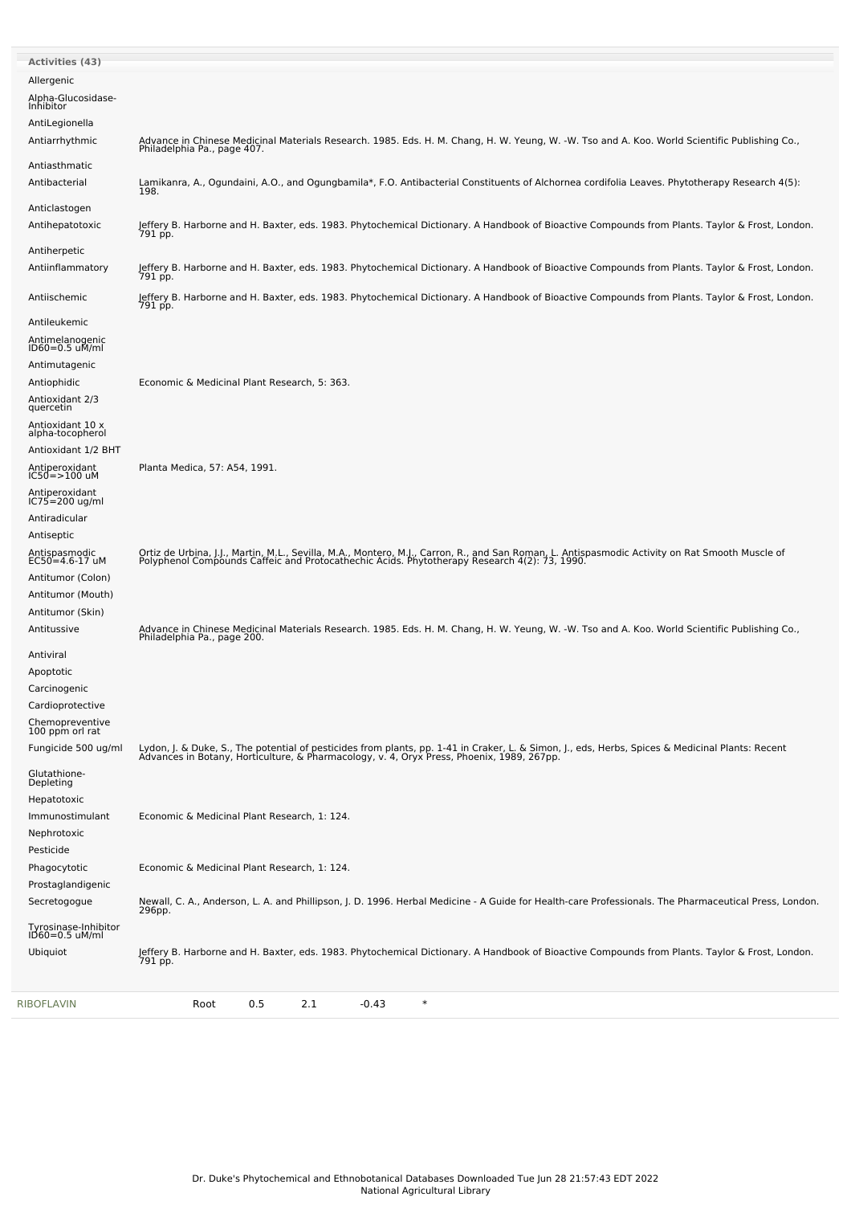| Activities (43) | |
|---|---|
| Allergenic | |
| Alpha-Glucosidase-Inhibitor | |
| AntiLegionella | |
| Antiarrhythmic | Advance in Chinese Medicinal Materials Research. 1985. Eds. H. M. Chang, H. W. Yeung, W. -W. Tso and A. Koo. World Scientific Publishing Co., Philadelphia Pa., page 407. |
| Antiasthmatic | |
| Antibacterial | Lamikanra, A., Ogundaini, A.O., and Ogungbamila*, F.O. Antibacterial Constituents of Alchornea cordifolia Leaves. Phytotherapy Research 4(5): 198. |
| Anticlastogen | |
| Antihepatotoxic | Jeffery B. Harborne and H. Baxter, eds. 1983. Phytochemical Dictionary. A Handbook of Bioactive Compounds from Plants. Taylor & Frost, London. 791 pp. |
| Antiherpetic | |
| Antiinflammatory | Jeffery B. Harborne and H. Baxter, eds. 1983. Phytochemical Dictionary. A Handbook of Bioactive Compounds from Plants. Taylor & Frost, London. 791 pp. |
| Antiischemic | Jeffery B. Harborne and H. Baxter, eds. 1983. Phytochemical Dictionary. A Handbook of Bioactive Compounds from Plants. Taylor & Frost, London. 791 pp. |
| Antileukemic | |
| Antimelanogenic ID60=0.5 uM/ml | |
| Antimutagenic | |
| Antiophidic | Economic & Medicinal Plant Research, 5: 363. |
| Antioxidant 2/3 quercetin | |
| Antioxidant 10 x alpha-tocopherol | |
| Antioxidant 1/2 BHT | |
| Antiperoxidant IC50=>100 uM | Planta Medica, 57: A54, 1991. |
| Antiperoxidant IC75=200 ug/ml | |
| Antiradicular | |
| Antiseptic | |
| Antispasmodic EC50=4.6-17 uM | Ortiz de Urbina, J.J., Martin, M.L., Sevilla, M.A., Montero, M.J., Carron, R., and San Roman, L. Antispasmodic Activity on Rat Smooth Muscle of Polyphenol Compounds Caffeic and Protocathechic Acids. Phytotherapy Research 4(2): 73, 1990. |
| Antitumor (Colon) | |
| Antitumor (Mouth) | |
| Antitumor (Skin) | |
| Antitussive | Advance in Chinese Medicinal Materials Research. 1985. Eds. H. M. Chang, H. W. Yeung, W. -W. Tso and A. Koo. World Scientific Publishing Co., Philadelphia Pa., page 200. |
| Antiviral | |
| Apoptotic | |
| Carcinogenic | |
| Cardioprotective | |
| Chemopreventive 100 ppm orl rat | |
| Fungicide 500 ug/ml | Lydon, J. & Duke, S., The potential of pesticides from plants, pp. 1-41 in Craker, L. & Simon, J., eds, Herbs, Spices & Medicinal Plants: Recent Advances in Botany, Horticulture, & Pharmacology, v. 4, Oryx Press, Phoenix, 1989, 267pp. |
| Glutathione-Depleting | |
| Hepatotoxic | |
| Immunostimulant | Economic & Medicinal Plant Research, 1: 124. |
| Nephrotoxic | |
| Pesticide | |
| Phagocytotic | Economic & Medicinal Plant Research, 1: 124. |
| Prostaglandigenic | |
| Secretogogue | Newall, C. A., Anderson, L. A. and Phillipson, J. D. 1996. Herbal Medicine - A Guide for Health-care Professionals. The Pharmaceutical Press, London. 296pp. |
| Tyrosinase-Inhibitor ID60=0.5 uM/ml | |
| Ubiquiot | Jeffery B. Harborne and H. Baxter, eds. 1983. Phytochemical Dictionary. A Handbook of Bioactive Compounds from Plants. Taylor & Frost, London. 791 pp. |

| RIBOFLAVIN | Root | 0.5 | 2.1 | -0.43 | * |
|---|---|---|---|---|---|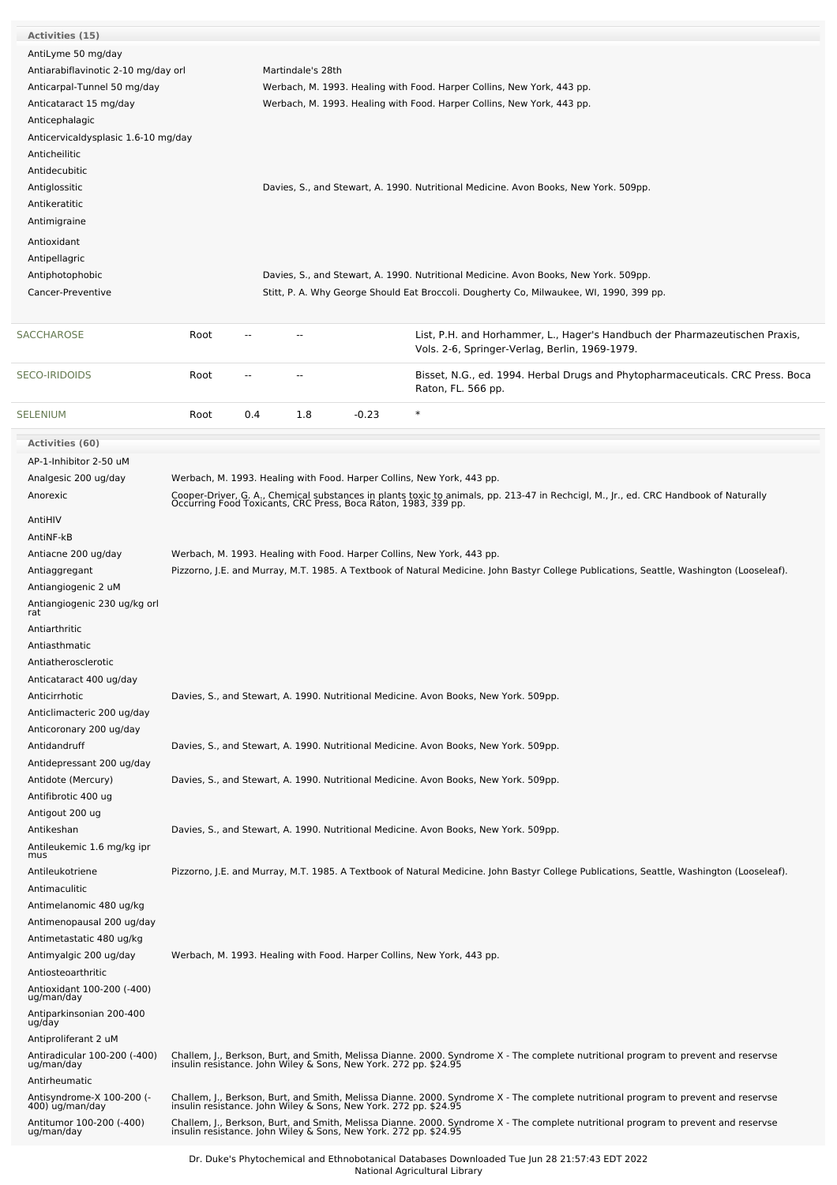| Activities (15) | |
|---|---|
| AntiLyme 50 mg/day | |
| Antiarabiflavinotic 2-10 mg/day orl | Martindale's 28th |
| Anticarpal-Tunnel 50 mg/day | Werbach, M. 1993. Healing with Food. Harper Collins, New York, 443 pp. |
| Anticataract 15 mg/day | Werbach, M. 1993. Healing with Food. Harper Collins, New York, 443 pp. |
| Anticephalagic | |
| Anticervicaldysplasic 1.6-10 mg/day | |
| Anticheilitic | |
| Antidecubitic | |
| Antiglossitic | Davies, S., and Stewart, A. 1990. Nutritional Medicine. Avon Books, New York. 509pp. |
| Antikeratitic | |
| Antimigraine | |
| Antioxidant | |
| Antipellagric | |
| Antiphotophobic | Davies, S., and Stewart, A. 1990. Nutritional Medicine. Avon Books, New York. 509pp. |
| Cancer-Preventive | Stitt, P. A. Why George Should Eat Broccoli. Dougherty Co, Milwaukee, WI, 1990, 399 pp. |

| | | | | | |
|---|---|---|---|---|---|
| SACCHAROSE | Root | -- | -- | | List, P.H. and Horhammer, L., Hager's Handbuch der Pharmazeutischen Praxis, Vols. 2-6, Springer-Verlag, Berlin, 1969-1979. |
| SECO-IRIDOIDS | Root | -- | -- | | Bisset, N.G., ed. 1994. Herbal Drugs and Phytopharmaceuticals. CRC Press. Boca Raton, FL. 566 pp. |
| SELENIUM | Root | 0.4 | 1.8 | -0.23 | * |

| Activities (60) | |
|---|---|
| AP-1-Inhibitor 2-50 uM | |
| Analgesic 200 ug/day | Werbach, M. 1993. Healing with Food. Harper Collins, New York, 443 pp. |
| Anorexic | Cooper-Driver, G. A., Chemical substances in plants toxic to animals, pp. 213-47 in Rechcigl, M., Jr., ed. CRC Handbook of Naturally Occurring Food Toxicants, CRC Press, Boca Raton, 1983, 339 pp. |
| AntiHIV | |
| AntiNF-kB | |
| Antiacne 200 ug/day | Werbach, M. 1993. Healing with Food. Harper Collins, New York, 443 pp. |
| Antiaggregant | Pizzorno, J.E. and Murray, M.T. 1985. A Textbook of Natural Medicine. John Bastyr College Publications, Seattle, Washington (Looseleaf). |
| Antiangiogenic 2 uM | |
| Antiangiogenic 230 ug/kg orl rat | |
| Antiarthritic | |
| Antiasthmatic | |
| Antiatherosclerotic | |
| Anticataract 400 ug/day | |
| Anticirrhotic | Davies, S., and Stewart, A. 1990. Nutritional Medicine. Avon Books, New York. 509pp. |
| Anticlimacteric 200 ug/day | |
| Anticoronary 200 ug/day | |
| Antidandruff | Davies, S., and Stewart, A. 1990. Nutritional Medicine. Avon Books, New York. 509pp. |
| Antidepressant 200 ug/day | |
| Antidote (Mercury) | Davies, S., and Stewart, A. 1990. Nutritional Medicine. Avon Books, New York. 509pp. |
| Antifibrotic 400 ug | |
| Antigout 200 ug | |
| Antikeshan | Davies, S., and Stewart, A. 1990. Nutritional Medicine. Avon Books, New York. 509pp. |
| Antileukemic 1.6 mg/kg ipr mus | |
| Antileukotriene | Pizzorno, J.E. and Murray, M.T. 1985. A Textbook of Natural Medicine. John Bastyr College Publications, Seattle, Washington (Looseleaf). |
| Antimaculitic | |
| Antimelanomic 480 ug/kg | |
| Antimenopausal 200 ug/day | |
| Antimetastatic 480 ug/kg | |
| Antimyalgic 200 ug/day | Werbach, M. 1993. Healing with Food. Harper Collins, New York, 443 pp. |
| Antiosteoarthritic | |
| Antioxidant 100-200 (-400) ug/man/day | |
| Antiparkinsonian 200-400 ug/day | |
| Antiproliferant 2 uM | |
| Antiradicular 100-200 (-400) ug/man/day | Challem, J., Berkson, Burt, and Smith, Melissa Dianne. 2000. Syndrome X - The complete nutritional program to prevent and reservse insulin resistance. John Wiley & Sons, New York. 272 pp. $24.95 |
| Antirheumatic | |
| Antisyndrome-X 100-200 (-400) ug/man/day | Challem, J., Berkson, Burt, and Smith, Melissa Dianne. 2000. Syndrome X - The complete nutritional program to prevent and reservse insulin resistance. John Wiley & Sons, New York. 272 pp. $24.95 |
| Antitumor 100-200 (-400) ug/man/day | Challem, J., Berkson, Burt, and Smith, Melissa Dianne. 2000. Syndrome X - The complete nutritional program to prevent and reservse insulin resistance. John Wiley & Sons, New York. 272 pp. $24.95 |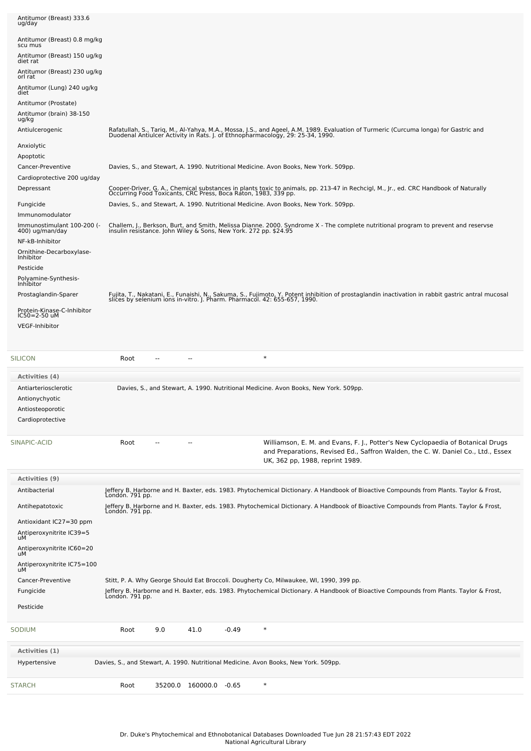| Activity | Reference |
|---|---|
| Antitumor (Breast) 333.6 ug/day | |
| Antitumor (Breast) 0.8 mg/kg scu mus | |
| Antitumor (Breast) 150 ug/kg diet rat | |
| Antitumor (Breast) 230 ug/kg orl rat | |
| Antitumor (Lung) 240 ug/kg diet | |
| Antitumor (Prostate) | |
| Antitumor (brain) 38-150 ug/kg | |
| Antiulcerogenic | Rafatullah, S., Tariq, M., Al-Yahya, M.A., Mossa, J.S., and Ageel, A.M. 1989. Evaluation of Turmeric (Curcuma longa) for Gastric and Duodenal Antiulcer Activity in Rats. J. of Ethnopharmacology, 29: 25-34, 1990. |
| Anxiolytic | |
| Apoptotic | |
| Cancer-Preventive | Davies, S., and Stewart, A. 1990. Nutritional Medicine. Avon Books, New York. 509pp. |
| Cardioprotective 200 ug/day | |
| Depressant | Cooper-Driver, G. A., Chemical substances in plants toxic to animals, pp. 213-47 in Rechcigl, M., Jr., ed. CRC Handbook of Naturally Occurring Food Toxicants, CRC Press, Boca Raton, 1983, 339 pp. |
| Fungicide | Davies, S., and Stewart, A. 1990. Nutritional Medicine. Avon Books, New York. 509pp. |
| Immunomodulator | |
| Immunostimulant 100-200 (-400) ug/man/day | Challem, J., Berkson, Burt, and Smith, Melissa Dianne. 2000. Syndrome X - The complete nutritional program to prevent and reservse insulin resistance. John Wiley & Sons, New York. 272 pp. $24.95 |
| NF-kB-Inhibitor | |
| Ornithine-Decarboxylase-Inhibitor | |
| Pesticide | |
| Polyamine-Synthesis-Inhibitor | |
| Prostaglandin-Sparer | Fujita, T., Nakatani, E., Funaishi, N., Sakuma, S., Fujimoto, Y. Potent inhibition of prostaglandin inactivation in rabbit gastric antral mucosal slices by selenium ions in-vitro. J. Pharm. Pharmacol. 42: 655-657, 1990. |
| Protein-Kinase-C-Inhibitor IC50=2-50 uM | |
| VEGF-Inhibitor | |

| Chemical | Part | Low | High | SD | Reference |
|---|---|---|---|---|---|
| SILICON | Root | -- | -- | | * |

**Activities (4)**

| Activity | Reference |
|---|---|
| Antiarteriosclerotic | Davies, S., and Stewart, A. 1990. Nutritional Medicine. Avon Books, New York. 509pp. |
| Antionychyotic | |
| Antiosteoporotic | |
| Cardioprotective | |

| Chemical | Part | Low | High | SD | Reference |
|---|---|---|---|---|---|
| SINAPIC-ACID | Root | -- | -- | | Williamson, E. M. and Evans, F. J., Potter's New Cyclopaedia of Botanical Drugs and Preparations, Revised Ed., Saffron Walden, the C. W. Daniel Co., Ltd., Essex UK, 362 pp, 1988, reprint 1989. |

**Activities (9)**

| Activity | Reference |
|---|---|
| Antibacterial | Jeffery B. Harborne and H. Baxter, eds. 1983. Phytochemical Dictionary. A Handbook of Bioactive Compounds from Plants. Taylor & Frost, London. 791 pp. |
| Antihepatotoxic | Jeffery B. Harborne and H. Baxter, eds. 1983. Phytochemical Dictionary. A Handbook of Bioactive Compounds from Plants. Taylor & Frost, London. 791 pp. |
| Antioxidant IC27=30 ppm | |
| Antiperoxynitrite IC39=5 uM | |
| Antiperoxynitrite IC60=20 uM | |
| Antiperoxynitrite IC75=100 uM | |
| Cancer-Preventive | Stitt, P. A. Why George Should Eat Broccoli. Dougherty Co, Milwaukee, WI, 1990, 399 pp. |
| Fungicide | Jeffery B. Harborne and H. Baxter, eds. 1983. Phytochemical Dictionary. A Handbook of Bioactive Compounds from Plants. Taylor & Frost, London. 791 pp. |
| Pesticide | |

| Chemical | Part | Low | High | SD | Reference |
|---|---|---|---|---|---|
| SODIUM | Root | 9.0 | 41.0 | -0.49 | * |

**Activities (1)**

| Activity | Reference |
|---|---|
| Hypertensive | Davies, S., and Stewart, A. 1990. Nutritional Medicine. Avon Books, New York. 509pp. |

| Chemical | Part | Low | High | SD | Reference |
|---|---|---|---|---|---|
| STARCH | Root | 35200.0 | 160000.0 | -0.65 | * |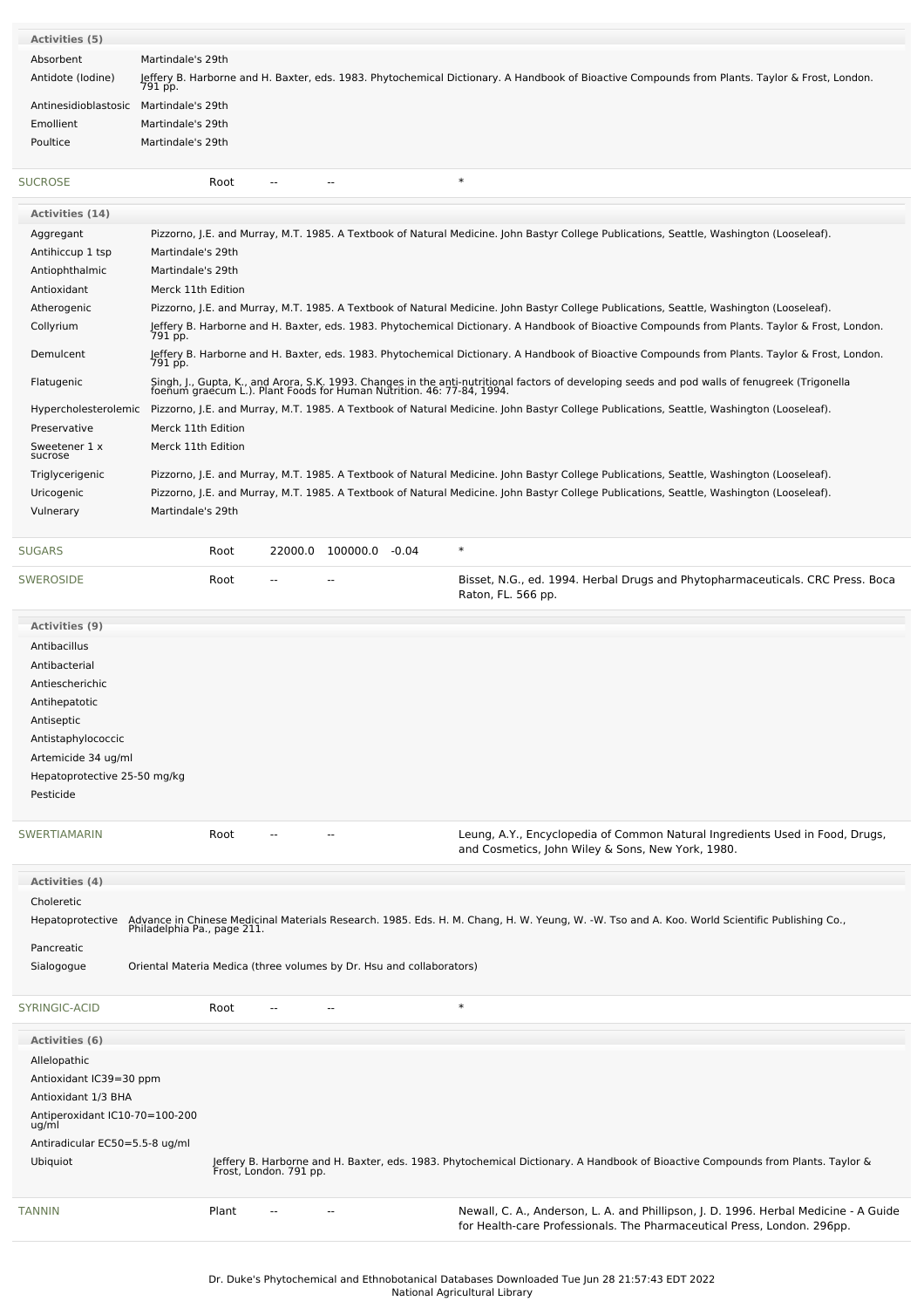**Activities (5)**

| | |
|---|---|
| Absorbent | Martindale's 29th |
| Antidote (Iodine) | Jeffery B. Harborne and H. Baxter, eds. 1983. Phytochemical Dictionary. A Handbook of Bioactive Compounds from Plants. Taylor & Frost, London. 791 pp. |
| Antinesidioblastosic | Martindale's 29th |
| Emollient | Martindale's 29th |
| Poultice | Martindale's 29th |

| | | | | | |
|---|---|---|---|---|---|
| SUCROSE | Root | -- | -- | | * |

**Activities (14)**

| | |
|---|---|
| Aggregant | Pizzorno, J.E. and Murray, M.T. 1985. A Textbook of Natural Medicine. John Bastyr College Publications, Seattle, Washington (Looseleaf). |
| Antihiccup 1 tsp | Martindale's 29th |
| Antiophthalmic | Martindale's 29th |
| Antioxidant | Merck 11th Edition |
| Atherogenic | Pizzorno, J.E. and Murray, M.T. 1985. A Textbook of Natural Medicine. John Bastyr College Publications, Seattle, Washington (Looseleaf). |
| Collyrium | Jeffery B. Harborne and H. Baxter, eds. 1983. Phytochemical Dictionary. A Handbook of Bioactive Compounds from Plants. Taylor & Frost, London. 791 pp. |
| Demulcent | Jeffery B. Harborne and H. Baxter, eds. 1983. Phytochemical Dictionary. A Handbook of Bioactive Compounds from Plants. Taylor & Frost, London. 791 pp. |
| Flatugenic | Singh, J., Gupta, K., and Arora, S.K. 1993. Changes in the anti-nutritional factors of developing seeds and pod walls of fenugreek (Trigonella foenum graecum L.). Plant Foods for Human Nutrition. 46: 77-84, 1994. |
| Hypercholesterolemic | Pizzorno, J.E. and Murray, M.T. 1985. A Textbook of Natural Medicine. John Bastyr College Publications, Seattle, Washington (Looseleaf). |
| Preservative | Merck 11th Edition |
| Sweetener 1 x sucrose | Merck 11th Edition |
| Triglycerigenic | Pizzorno, J.E. and Murray, M.T. 1985. A Textbook of Natural Medicine. John Bastyr College Publications, Seattle, Washington (Looseleaf). |
| Uricogenic | Pizzorno, J.E. and Murray, M.T. 1985. A Textbook of Natural Medicine. John Bastyr College Publications, Seattle, Washington (Looseleaf). |
| Vulnerary | Martindale's 29th |

| | | | | | |
|---|---|---|---|---|---|
| SUGARS | Root | 22000.0 | 100000.0 | -0.04 | * |
| SWEROSIDE | Root | -- | -- | | Bisset, N.G., ed. 1994. Herbal Drugs and Phytopharmaceuticals. CRC Press. Boca Raton, FL. 566 pp. |

**Activities (9)**

- Antibacillus
- Antibacterial
- Antiescherichic
- Antihepatotic
- Antiseptic
- Antistaphylococcic
- Artemicide 34 ug/ml
- Hepatoprotective 25-50 mg/kg
- Pesticide

| | | | | | |
|---|---|---|---|---|---|
| SWERTIAMARIN | Root | -- | -- | | Leung, A.Y., Encyclopedia of Common Natural Ingredients Used in Food, Drugs, and Cosmetics, John Wiley & Sons, New York, 1980. |

**Activities (4)**

| | |
|---|---|
| Choleretic | |
| Hepatoprotective | Advance in Chinese Medicinal Materials Research. 1985. Eds. H. M. Chang, H. W. Yeung, W. -W. Tso and A. Koo. World Scientific Publishing Co., Philadelphia Pa., page 211. |
| Pancreatic | |
| Sialogogue | Oriental Materia Medica (three volumes by Dr. Hsu and collaborators) |

| | | | | | |
|---|---|---|---|---|---|
| SYRINGIC-ACID | Root | -- | -- | | * |

**Activities (6)**

| | |
|---|---|
| Allelopathic | |
| Antioxidant IC39=30 ppm | |
| Antioxidant 1/3 BHA | |
| Antiperoxidant IC10-70=100-200 ug/ml | |
| Antiradicular EC50=5.5-8 ug/ml | |
| Ubiquiot | Jeffery B. Harborne and H. Baxter, eds. 1983. Phytochemical Dictionary. A Handbook of Bioactive Compounds from Plants. Taylor & Frost, London. 791 pp. |

| | | | | | |
|---|---|---|---|---|---|
| TANNIN | Plant | -- | -- | | Newall, C. A., Anderson, L. A. and Phillipson, J. D. 1996. Herbal Medicine - A Guide for Health-care Professionals. The Pharmaceutical Press, London. 296pp. |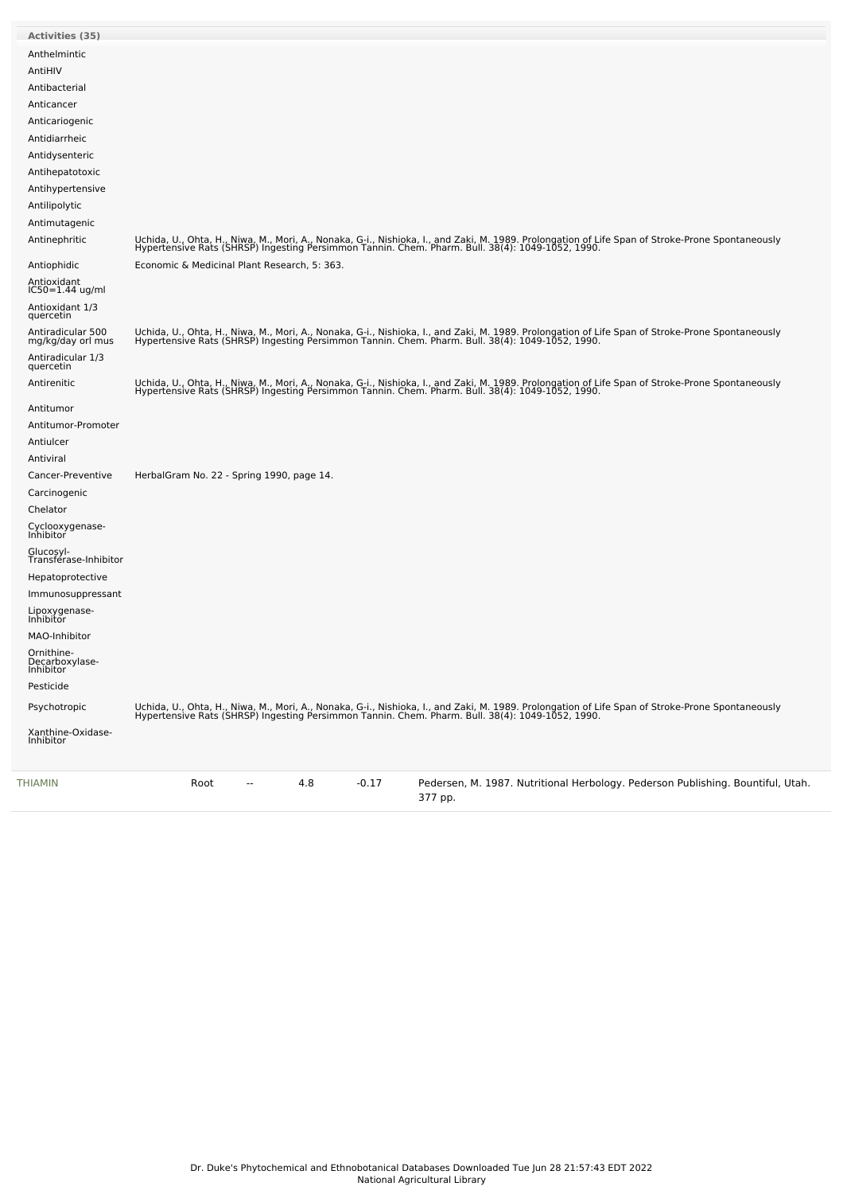| Activities (35) | |
|---|---|
| Anthelmintic | |
| AntiHIV | |
| Antibacterial | |
| Anticancer | |
| Anticariogenic | |
| Antidiarrheic | |
| Antidysenteric | |
| Antihepatotoxic | |
| Antihypertensive | |
| Antilipolytic | |
| Antimutagenic | |
| Antinephritic | Uchida, U., Ohta, H., Niwa, M., Mori, A., Nonaka, G-i., Nishioka, I., and Zaki, M. 1989. Prolongation of Life Span of Stroke-Prone Spontaneously Hypertensive Rats (SHRSP) Ingesting Persimmon Tannin. Chem. Pharm. Bull. 38(4): 1049-1052, 1990. |
| Antiophidic | Economic & Medicinal Plant Research, 5: 363. |
| Antioxidant IC50=1.44 ug/ml | |
| Antioxidant 1/3 quercetin | |
| Antiradicular 500 mg/kg/day orl mus | Uchida, U., Ohta, H., Niwa, M., Mori, A., Nonaka, G-i., Nishioka, I., and Zaki, M. 1989. Prolongation of Life Span of Stroke-Prone Spontaneously Hypertensive Rats (SHRSP) Ingesting Persimmon Tannin. Chem. Pharm. Bull. 38(4): 1049-1052, 1990. |
| Antiradicular 1/3 quercetin | |
| Antirenitic | Uchida, U., Ohta, H., Niwa, M., Mori, A., Nonaka, G-i., Nishioka, I., and Zaki, M. 1989. Prolongation of Life Span of Stroke-Prone Spontaneously Hypertensive Rats (SHRSP) Ingesting Persimmon Tannin. Chem. Pharm. Bull. 38(4): 1049-1052, 1990. |
| Antitumor | |
| Antitumor-Promoter | |
| Antiulcer | |
| Antiviral | |
| Cancer-Preventive | HerbalGram No. 22 - Spring 1990, page 14. |
| Carcinogenic | |
| Chelator | |
| Cyclooxygenase-Inhibitor | |
| Glucosyl-Transferase-Inhibitor | |
| Hepatoprotective | |
| Immunosuppressant | |
| Lipoxygenase-Inhibitor | |
| MAO-Inhibitor | |
| Ornithine-Decarboxylase-Inhibitor | |
| Pesticide | |
| Psychotropic | Uchida, U., Ohta, H., Niwa, M., Mori, A., Nonaka, G-i., Nishioka, I., and Zaki, M. 1989. Prolongation of Life Span of Stroke-Prone Spontaneously Hypertensive Rats (SHRSP) Ingesting Persimmon Tannin. Chem. Pharm. Bull. 38(4): 1049-1052, 1990. |
| Xanthine-Oxidase-Inhibitor | |

| | | | | | |
|---|---|---|---|---|---|
| THIAMIN | Root | -- | 4.8 | -0.17 | Pedersen, M. 1987. Nutritional Herbology. Pederson Publishing. Bountiful, Utah. 377 pp. |

Dr. Duke's Phytochemical and Ethnobotanical Databases Downloaded Tue Jun 28 21:57:43 EDT 2022
National Agricultural Library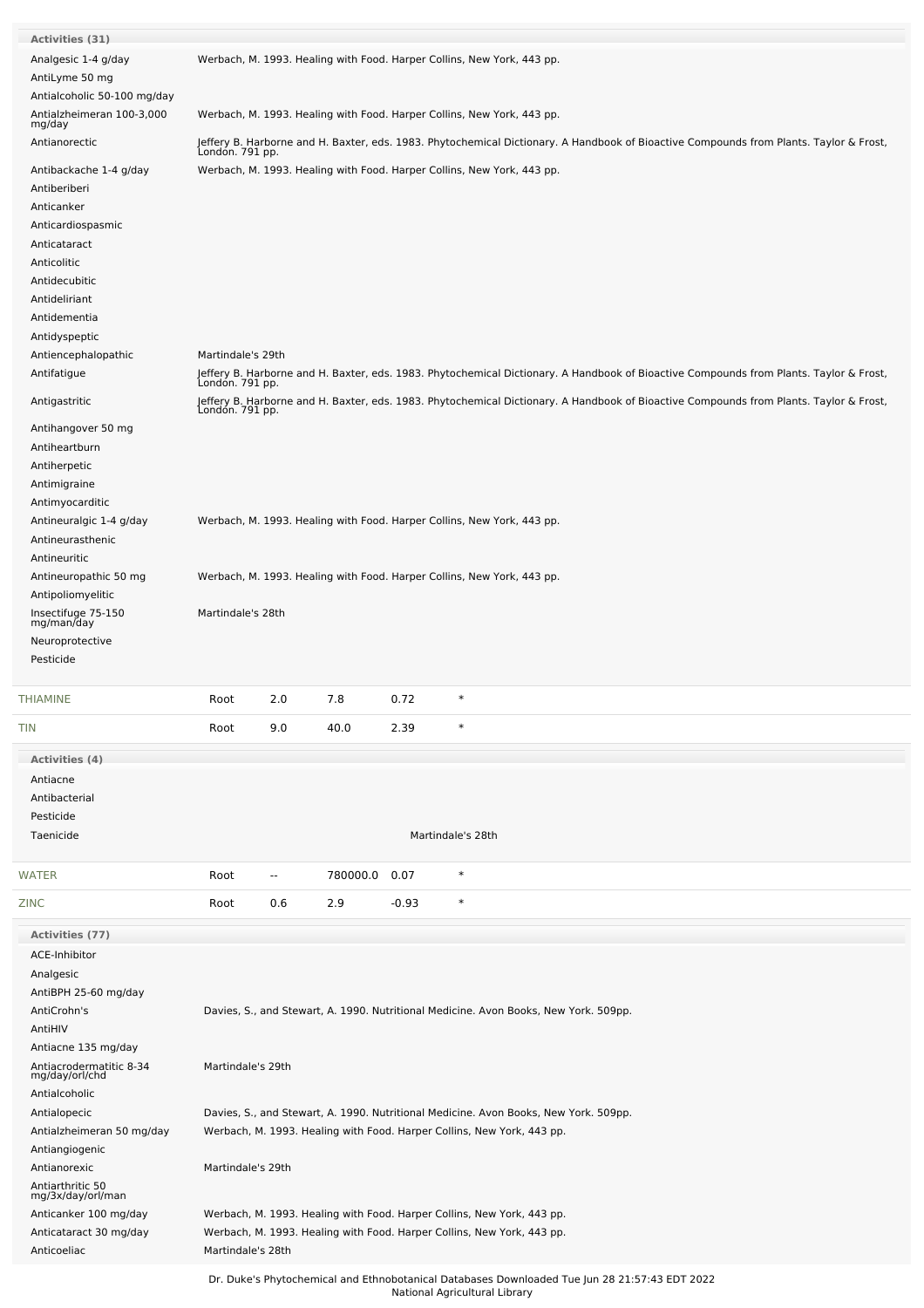**Activities (31)**

| Activity | Reference |
|---|---|
| Analgesic 1-4 g/day | Werbach, M. 1993. Healing with Food. Harper Collins, New York, 443 pp. |
| AntiLyme 50 mg | |
| Antialcoholic 50-100 mg/day | |
| Antialzheimeran 100-3,000 mg/day | Werbach, M. 1993. Healing with Food. Harper Collins, New York, 443 pp. |
| Antianorectic | Jeffery B. Harborne and H. Baxter, eds. 1983. Phytochemical Dictionary. A Handbook of Bioactive Compounds from Plants. Taylor & Frost, London. 791 pp. |
| Antibackache 1-4 g/day | Werbach, M. 1993. Healing with Food. Harper Collins, New York, 443 pp. |
| Antiberiberi | |
| Anticanker | |
| Anticardiospasmic | |
| Anticataract | |
| Anticolitic | |
| Antidecubitic | |
| Antideliriant | |
| Antidementia | |
| Antidyspeptic | |
| Antiencephalopathic | Martindale's 29th |
| Antifatigue | Jeffery B. Harborne and H. Baxter, eds. 1983. Phytochemical Dictionary. A Handbook of Bioactive Compounds from Plants. Taylor & Frost, London. 791 pp. |
| Antigastritic | Jeffery B. Harborne and H. Baxter, eds. 1983. Phytochemical Dictionary. A Handbook of Bioactive Compounds from Plants. Taylor & Frost, London. 791 pp. |
| Antihangover 50 mg | |
| Antiheartburn | |
| Antiherpetic | |
| Antimigraine | |
| Antimyocarditic | |
| Antineuralgic 1-4 g/day | Werbach, M. 1993. Healing with Food. Harper Collins, New York, 443 pp. |
| Antineurasthenic | |
| Antineuritic | |
| Antineuropathic 50 mg | Werbach, M. 1993. Healing with Food. Harper Collins, New York, 443 pp. |
| Antipoliomyelitic | |
| Insectifuge 75-150 mg/man/day | Martindale's 28th |
| Neuroprotective | |
| Pesticide | |

| Chemical | Part | Low | High | SD | |
|---|---|---|---|---|---|
| THIAMINE | Root | 2.0 | 7.8 | 0.72 | * |
| TIN | Root | 9.0 | 40.0 | 2.39 | * |

**Activities (4)**

| Activity | Reference |
|---|---|
| Antiacne | |
| Antibacterial | |
| Pesticide | |
| Taenicide | Martindale's 28th |

| Chemical | Part | Low | High | SD | |
|---|---|---|---|---|---|
| WATER | Root | -- | 780000.0 | 0.07 | * |
| ZINC | Root | 0.6 | 2.9 | -0.93 | * |

**Activities (77)**

| Activity | Reference |
|---|---|
| ACE-Inhibitor | |
| Analgesic | |
| AntiBPH 25-60 mg/day | |
| AntiCrohn's | Davies, S., and Stewart, A. 1990. Nutritional Medicine. Avon Books, New York. 509pp. |
| AntiHIV | |
| Antiacne 135 mg/day | |
| Antiacrodermatitic 8-34 mg/day/orl/chd | Martindale's 29th |
| Antialcoholic | |
| Antialopecic | Davies, S., and Stewart, A. 1990. Nutritional Medicine. Avon Books, New York. 509pp. |
| Antialzheimeran 50 mg/day | Werbach, M. 1993. Healing with Food. Harper Collins, New York, 443 pp. |
| Antiangiogenic | |
| Antianorexic | Martindale's 29th |
| Antiarthritic 50 mg/3x/day/orl/man | |
| Anticanker 100 mg/day | Werbach, M. 1993. Healing with Food. Harper Collins, New York, 443 pp. |
| Anticataract 30 mg/day | Werbach, M. 1993. Healing with Food. Harper Collins, New York, 443 pp. |
| Anticoeliac | Martindale's 28th |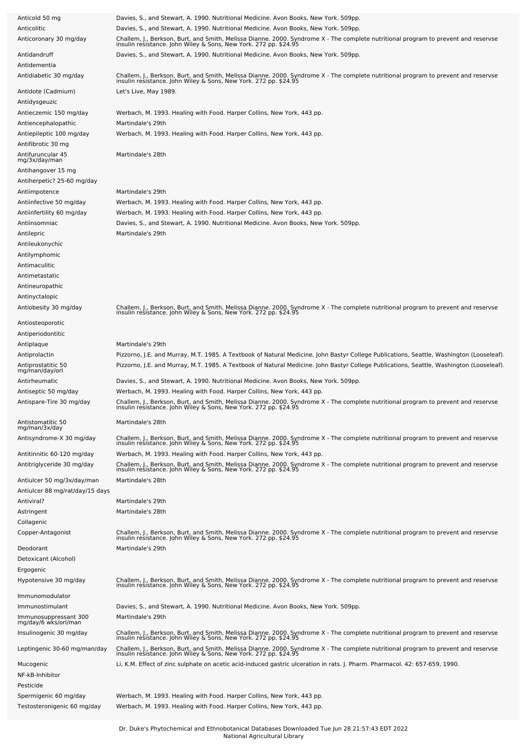| | |
|---|---|
| Anticold 50 mg | Davies, S., and Stewart, A. 1990. Nutritional Medicine. Avon Books, New York. 509pp. |
| Anticolitic | Davies, S., and Stewart, A. 1990. Nutritional Medicine. Avon Books, New York. 509pp. |
| Anticoronary 30 mg/day | Challem, J., Berkson, Burt, and Smith, Melissa Dianne. 2000. Syndrome X - The complete nutritional program to prevent and reservse insulin resistance. John Wiley & Sons, New York. 272 pp. $24.95 |
| Antidandruff | Davies, S., and Stewart, A. 1990. Nutritional Medicine. Avon Books, New York. 509pp. |
| Antidementia | |
| Antidiabetic 30 mg/day | Challem, J., Berkson, Burt, and Smith, Melissa Dianne. 2000. Syndrome X - The complete nutritional program to prevent and reservse insulin resistance. John Wiley & Sons, New York. 272 pp. $24.95 |
| Antidote (Cadmium) | Let's Live, May 1989. |
| Antidysgeuzic | |
| Antieczemic 150 mg/day | Werbach, M. 1993. Healing with Food. Harper Collins, New York, 443 pp. |
| Antiencephalopathic | Martindale's 29th |
| Antiepileptic 100 mg/day | Werbach, M. 1993. Healing with Food. Harper Collins, New York, 443 pp. |
| Antifibrotic 30 mg | |
| Antifuruncular 45 mg/3x/day/man | Martindale's 28th |
| Antihangover 15 mg | |
| Antiherpetic? 25-60 mg/day | |
| Antiimpotence | Martindale's 29th |
| Antiinfective 50 mg/day | Werbach, M. 1993. Healing with Food. Harper Collins, New York, 443 pp. |
| Antiinfertility 60 mg/day | Werbach, M. 1993. Healing with Food. Harper Collins, New York, 443 pp. |
| Antiinsomniac | Davies, S., and Stewart, A. 1990. Nutritional Medicine. Avon Books, New York. 509pp. |
| Antilepric | Martindale's 29th |
| Antileukonychic | |
| Antilymphomic | |
| Antimaculitic | |
| Antimetastatic | |
| Antineuropathic | |
| Antinyctalopic | |
| Antiobesity 30 mg/day | Challem, J., Berkson, Burt, and Smith, Melissa Dianne. 2000. Syndrome X - The complete nutritional program to prevent and reservse insulin resistance. John Wiley & Sons, New York. 272 pp. $24.95 |
| Antiosteoporotic | |
| Antiperiodontitic | |
| Antiplaque | Martindale's 29th |
| Antiprolactin | Pizzorno, J.E. and Murray, M.T. 1985. A Textbook of Natural Medicine. John Bastyr College Publications, Seattle, Washington (Looseleaf). |
| Antiprostatitic 50 mg/man/day/orl | Pizzorno, J.E. and Murray, M.T. 1985. A Textbook of Natural Medicine. John Bastyr College Publications, Seattle, Washington (Looseleaf). |
| Antirheumatic | Davies, S., and Stewart, A. 1990. Nutritional Medicine. Avon Books, New York. 509pp. |
| Antiseptic 50 mg/day | Werbach, M. 1993. Healing with Food. Harper Collins, New York, 443 pp. |
| Antispare-Tire 30 mg/day | Challem, J., Berkson, Burt, and Smith, Melissa Dianne. 2000. Syndrome X - The complete nutritional program to prevent and reservse insulin resistance. John Wiley & Sons, New York. 272 pp. $24.95 |
| Antistomatitic 50 mg/man/3x/day | Martindale's 28th |
| Antisyndrome-X 30 mg/day | Challem, J., Berkson, Burt, and Smith, Melissa Dianne. 2000. Syndrome X - The complete nutritional program to prevent and reservse insulin resistance. John Wiley & Sons, New York. 272 pp. $24.95 |
| Antitinnitic 60-120 mg/day | Werbach, M. 1993. Healing with Food. Harper Collins, New York, 443 pp. |
| Antitriglyceride 30 mg/day | Challem, J., Berkson, Burt, and Smith, Melissa Dianne. 2000. Syndrome X - The complete nutritional program to prevent and reservse insulin resistance. John Wiley & Sons, New York. 272 pp. $24.95 |
| Antiulcer 50 mg/3x/day/man | Martindale's 28th |
| Antiulcer 88 mg/rat/day/15 days | |
| Antiviral? | Martindale's 29th |
| Astringent | Martindale's 28th |
| Collagenic | |
| Copper-Antagonist | Challem, J., Berkson, Burt, and Smith, Melissa Dianne. 2000. Syndrome X - The complete nutritional program to prevent and reservse insulin resistance. John Wiley & Sons, New York. 272 pp. $24.95 |
| Deodorant | Martindale's 29th |
| Detoxicant (Alcohol) | |
| Ergogenic | |
| Hypotensive 30 mg/day | Challem, J., Berkson, Burt, and Smith, Melissa Dianne. 2000. Syndrome X - The complete nutritional program to prevent and reservse insulin resistance. John Wiley & Sons, New York. 272 pp. $24.95 |
| Immunomodulator | |
| Immunostimulant | Davies, S., and Stewart, A. 1990. Nutritional Medicine. Avon Books, New York. 509pp. |
| Immunosuppressant 300 mg/day/6 wks/orl/man | Martindale's 29th |
| Insulinogenic 30 mg/day | Challem, J., Berkson, Burt, and Smith, Melissa Dianne. 2000. Syndrome X - The complete nutritional program to prevent and reservse insulin resistance. John Wiley & Sons, New York. 272 pp. $24.95 |
| Leptingenic 30-60 mg/man/day | Challem, J., Berkson, Burt, and Smith, Melissa Dianne. 2000. Syndrome X - The complete nutritional program to prevent and reservse insulin resistance. John Wiley & Sons, New York. 272 pp. $24.95 |
| Mucogenic | Li, K.M. Effect of zinc sulphate on acetic acid-induced gastric ulceration in rats. J. Pharm. Pharmacol. 42: 657-659, 1990. |
| NF-kB-Inhibitor | |
| Pesticide | |
| Spermigenic 60 mg/day | Werbach, M. 1993. Healing with Food. Harper Collins, New York, 443 pp. |
| Testosteronigenic 60 mg/day | Werbach, M. 1993. Healing with Food. Harper Collins, New York, 443 pp. |

Dr. Duke's Phytochemical and Ethnobotanical Databases Downloaded Tue Jun 28 21:57:43 EDT 2022
National Agricultural Library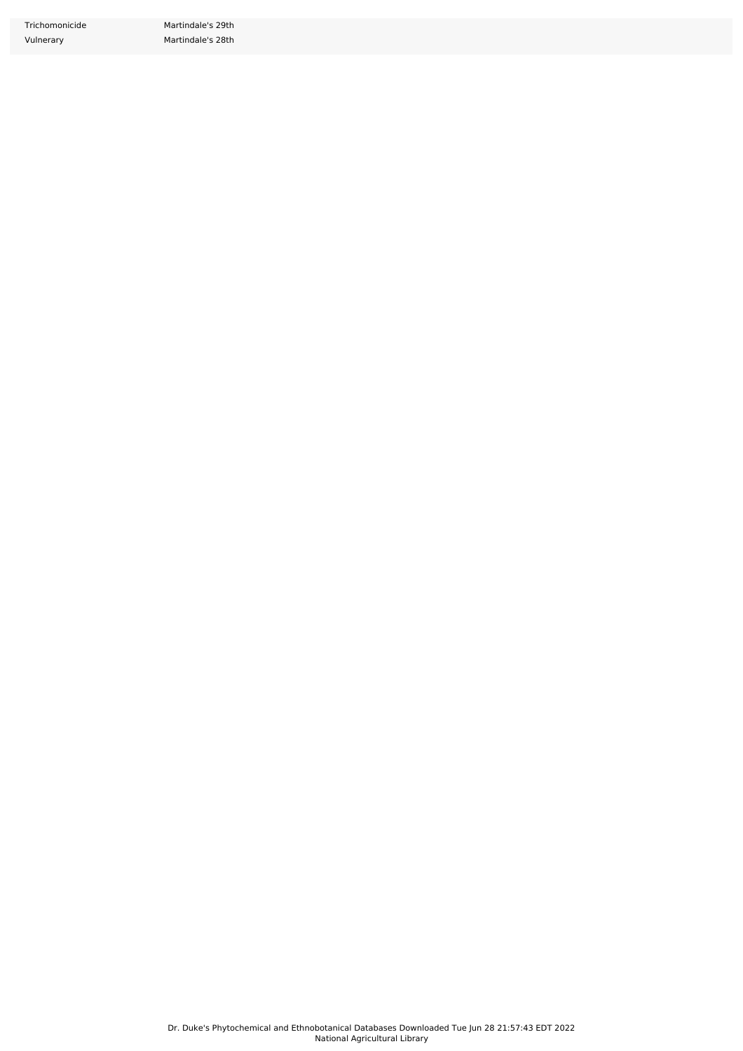| | |
|---|---|
| Trichomonicide | Martindale's 29th |
| Vulnerary | Martindale's 28th |